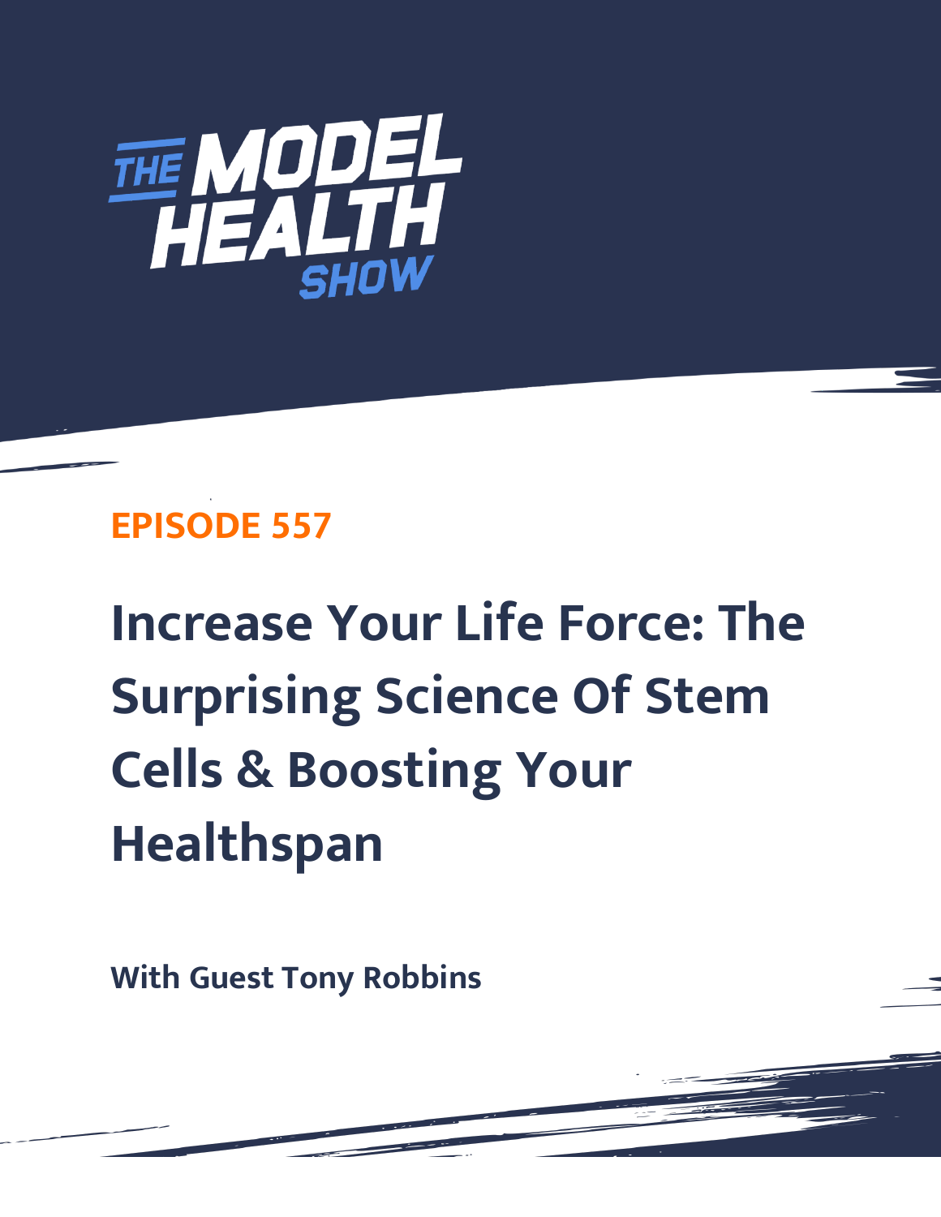# THE MODEL HEALTH SHOW

## EPISODE 557

# Increase Your Life Force: The Surprising Science Of Stem Cells & Boosting Your Healthspan

**With Guest Tony Robbins**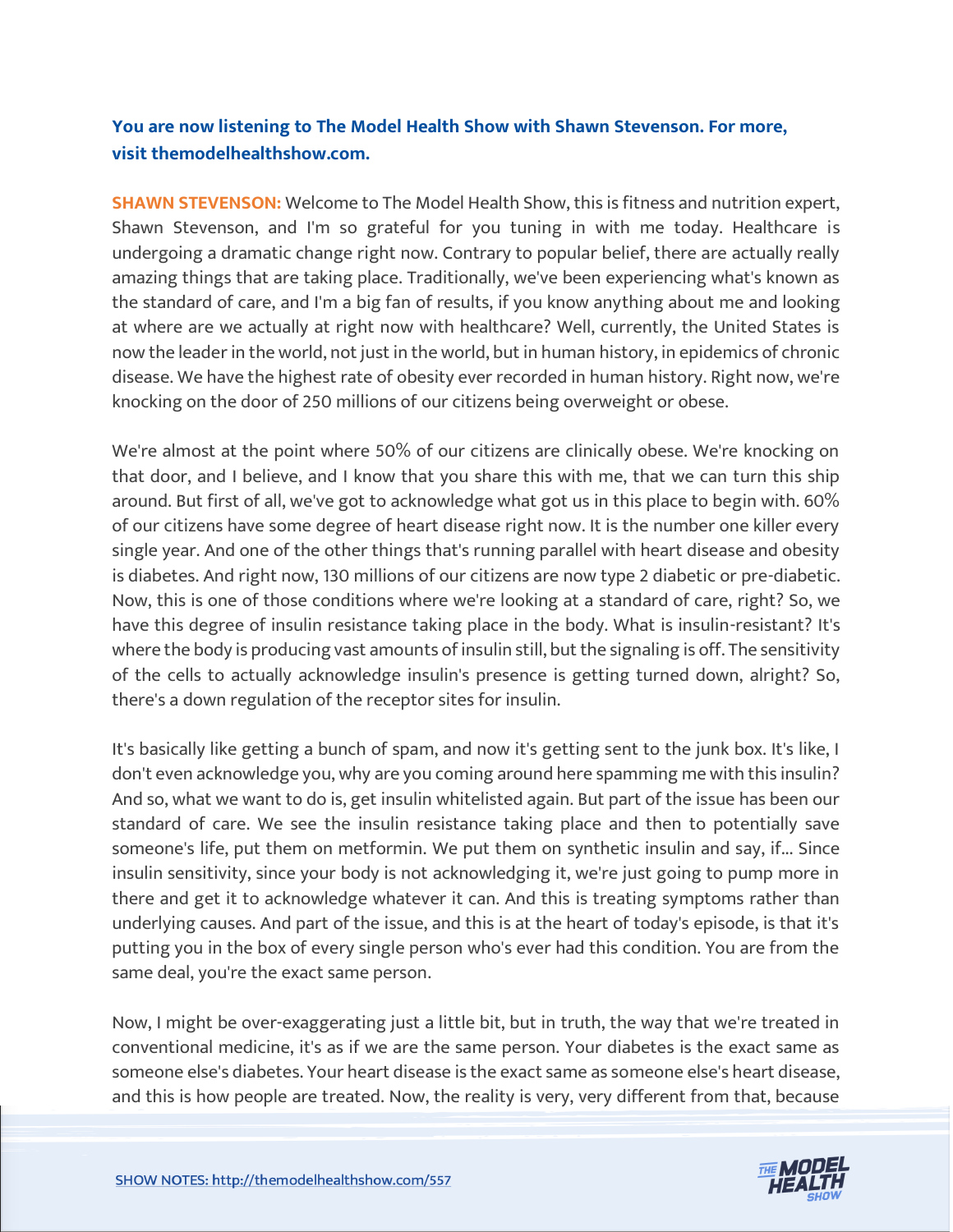**You are now listening to The Model Health Show with Shawn Stevenson. For more, visit themodelhealthshow.com.**

**SHAWN STEVENSON:** Welcome to The Model Health Show, this is fitness and nutrition expert, Shawn Stevenson, and I'm so grateful for you tuning in with me today. Healthcare is undergoing a dramatic change right now. Contrary to popular belief, there are actually really amazing things that are taking place. Traditionally, we've been experiencing what's known as the standard of care, and I'm a big fan of results, if you know anything about me and looking at where are we actually at right now with healthcare? Well, currently, the United States is now the leader in the world, not just in the world, but in human history, in epidemics of chronic disease. We have the highest rate of obesity ever recorded in human history. Right now, we're knocking on the door of 250 millions of our citizens being overweight or obese.

We're almost at the point where 50% of our citizens are clinically obese. We're knocking on that door, and I believe, and I know that you share this with me, that we can turn this ship around. But first of all, we've got to acknowledge what got us in this place to begin with. 60% of our citizens have some degree of heart disease right now. It is the number one killer every single year. And one of the other things that's running parallel with heart disease and obesity is diabetes. And right now, 130 millions of our citizens are now type 2 diabetic or pre-diabetic. Now, this is one of those conditions where we're looking at a standard of care, right? So, we have this degree of insulin resistance taking place in the body. What is insulin-resistant? It's where the body is producing vast amounts of insulin still, but the signaling is off. The sensitivity of the cells to actually acknowledge insulin's presence is getting turned down, alright? So, there's a down regulation of the receptor sites for insulin.

It's basically like getting a bunch of spam, and now it's getting sent to the junk box. It's like, I don't even acknowledge you, why are you coming around here spamming me with this insulin? And so, what we want to do is, get insulin whitelisted again. But part of the issue has been our standard of care. We see the insulin resistance taking place and then to potentially save someone's life, put them on metformin. We put them on synthetic insulin and say, if... Since insulin sensitivity, since your body is not acknowledging it, we're just going to pump more in there and get it to acknowledge whatever it can. And this is treating symptoms rather than underlying causes. And part of the issue, and this is at the heart of today's episode, is that it's putting you in the box of every single person who's ever had this condition. You are from the same deal, you're the exact same person.

Now, I might be over-exaggerating just a little bit, but in truth, the way that we're treated in conventional medicine, it's as if we are the same person. Your diabetes is the exact same as someone else's diabetes. Your heart disease is the exact same as someone else's heart disease, and this is how people are treated. Now, the reality is very, very different from that, because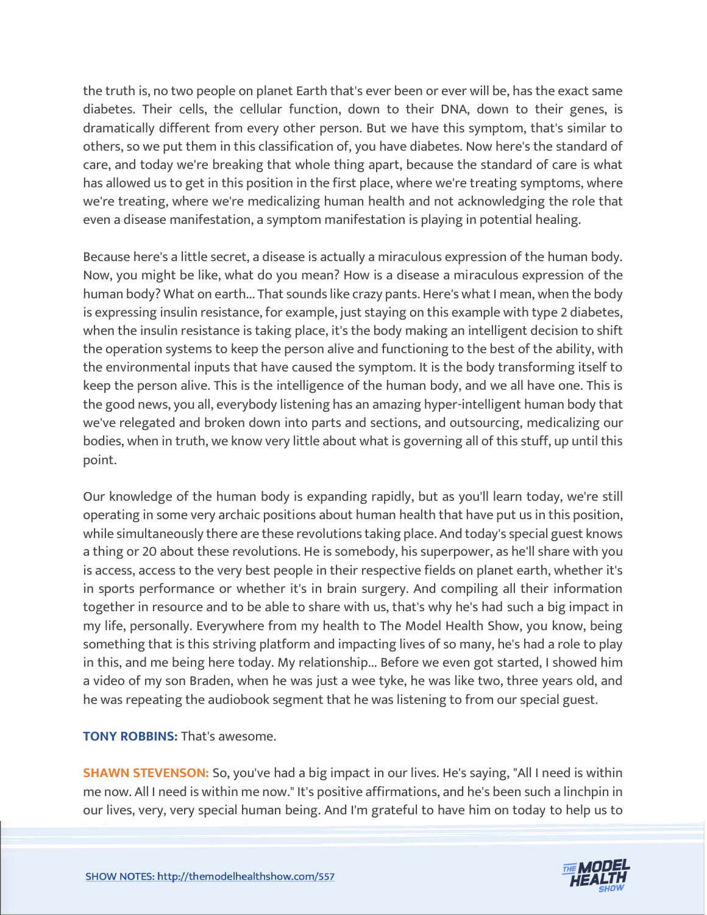the truth is, no two people on planet Earth that's ever been or ever will be, has the exact same diabetes. Their cells, the cellular function, down to their DNA, down to their genes, is dramatically different from every other person. But we have this symptom, that's similar to others, so we put them in this classification of, you have diabetes. Now here's the standard of care, and today we're breaking that whole thing apart, because the standard of care is what has allowed us to get in this position in the first place, where we're treating symptoms, where we're treating, where we're medicalizing human health and not acknowledging the role that even a disease manifestation, a symptom manifestation is playing in potential healing.

Because here's a little secret, a disease is actually a miraculous expression of the human body. Now, you might be like, what do you mean? How is a disease a miraculous expression of the human body? What on earth... That sounds like crazy pants. Here's what I mean, when the body is expressing insulin resistance, for example, just staying on this example with type 2 diabetes, when the insulin resistance is taking place, it's the body making an intelligent decision to shift the operation systems to keep the person alive and functioning to the best of the ability, with the environmental inputs that have caused the symptom. It is the body transforming itself to keep the person alive. This is the intelligence of the human body, and we all have one. This is the good news, you all, everybody listening has an amazing hyper-intelligent human body that we've relegated and broken down into parts and sections, and outsourcing, medicalizing our bodies, when in truth, we know very little about what is governing all of this stuff, up until this point.

Our knowledge of the human body is expanding rapidly, but as you'll learn today, we're still operating in some very archaic positions about human health that have put us in this position, while simultaneously there are these revolutions taking place. And today's special guest knows a thing or 20 about these revolutions. He is somebody, his superpower, as he'll share with you is access, access to the very best people in their respective fields on planet earth, whether it's in sports performance or whether it's in brain surgery. And compiling all their information together in resource and to be able to share with us, that's why he's had such a big impact in my life, personally. Everywhere from my health to The Model Health Show, you know, being something that is this striving platform and impacting lives of so many, he's had a role to play in this, and me being here today. My relationship... Before we even got started, I showed him a video of my son Braden, when he was just a wee tyke, he was like two, three years old, and he was repeating the audiobook segment that he was listening to from our special guest.

**TONY ROBBINS:** That's awesome.

**SHAWN STEVENSON:** So, you've had a big impact in our lives. He's saying, "All I need is within me now. All I need is within me now." It's positive affirmations, and he's been such a linchpin in our lives, very, very special human being. And I'm grateful to have him on today to help us to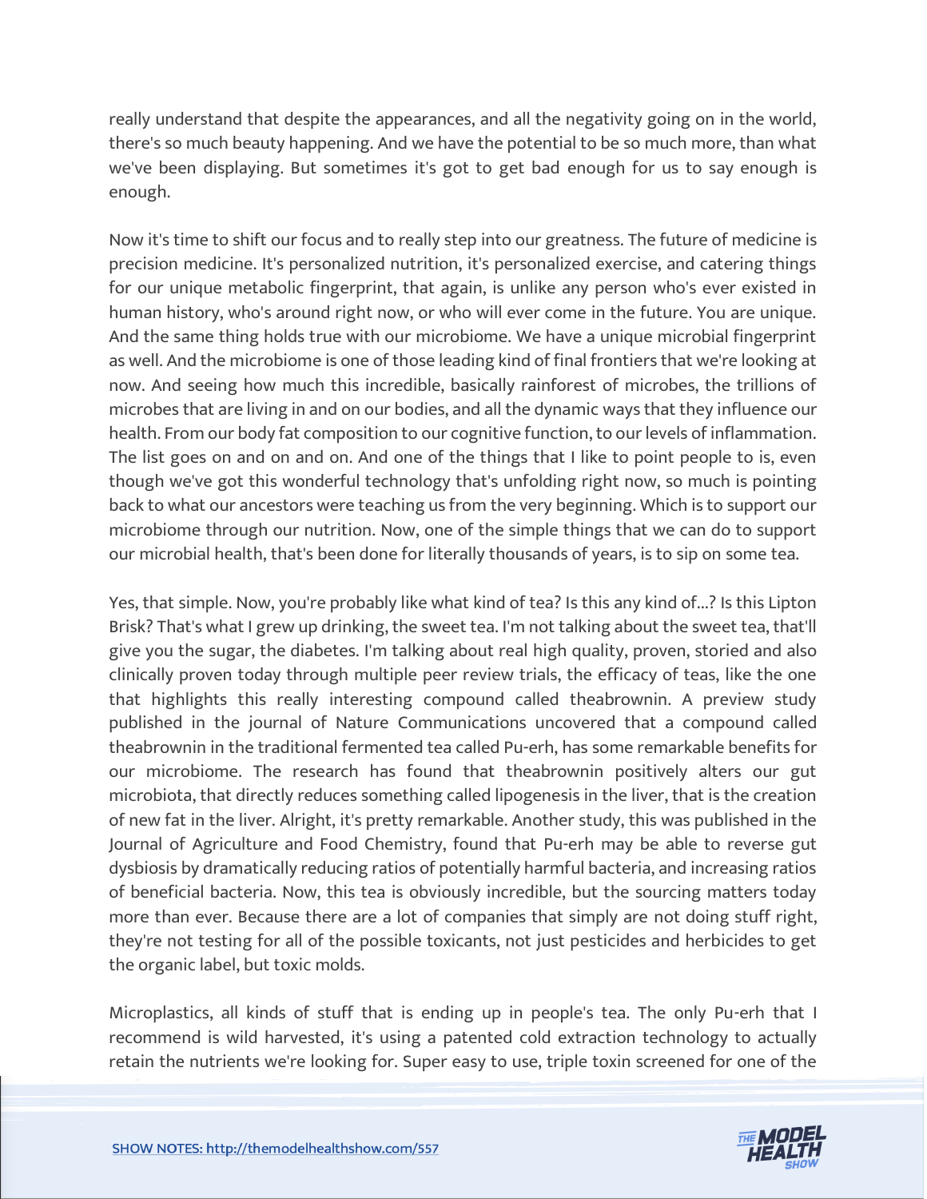really understand that despite the appearances, and all the negativity going on in the world, there's so much beauty happening. And we have the potential to be so much more, than what we've been displaying. But sometimes it's got to get bad enough for us to say enough is enough.

Now it's time to shift our focus and to really step into our greatness. The future of medicine is precision medicine. It's personalized nutrition, it's personalized exercise, and catering things for our unique metabolic fingerprint, that again, is unlike any person who's ever existed in human history, who's around right now, or who will ever come in the future. You are unique. And the same thing holds true with our microbiome. We have a unique microbial fingerprint as well. And the microbiome is one of those leading kind of final frontiers that we're looking at now. And seeing how much this incredible, basically rainforest of microbes, the trillions of microbes that are living in and on our bodies, and all the dynamic ways that they influence our health. From our body fat composition to our cognitive function, to our levels of inflammation. The list goes on and on and on. And one of the things that I like to point people to is, even though we've got this wonderful technology that's unfolding right now, so much is pointing back to what our ancestors were teaching us from the very beginning. Which is to support our microbiome through our nutrition. Now, one of the simple things that we can do to support our microbial health, that's been done for literally thousands of years, is to sip on some tea.

Yes, that simple. Now, you're probably like what kind of tea? Is this any kind of...? Is this Lipton Brisk? That's what I grew up drinking, the sweet tea. I'm not talking about the sweet tea, that'll give you the sugar, the diabetes. I'm talking about real high quality, proven, storied and also clinically proven today through multiple peer review trials, the efficacy of teas, like the one that highlights this really interesting compound called theabrownin. A preview study published in the journal of Nature Communications uncovered that a compound called theabrownin in the traditional fermented tea called Pu-erh, has some remarkable benefits for our microbiome. The research has found that theabrownin positively alters our gut microbiota, that directly reduces something called lipogenesis in the liver, that is the creation of new fat in the liver. Alright, it's pretty remarkable. Another study, this was published in the Journal of Agriculture and Food Chemistry, found that Pu-erh may be able to reverse gut dysbiosis by dramatically reducing ratios of potentially harmful bacteria, and increasing ratios of beneficial bacteria. Now, this tea is obviously incredible, but the sourcing matters today more than ever. Because there are a lot of companies that simply are not doing stuff right, they're not testing for all of the possible toxicants, not just pesticides and herbicides to get the organic label, but toxic molds.

Microplastics, all kinds of stuff that is ending up in people's tea. The only Pu-erh that I recommend is wild harvested, it's using a patented cold extraction technology to actually retain the nutrients we're looking for. Super easy to use, triple toxin screened for one of the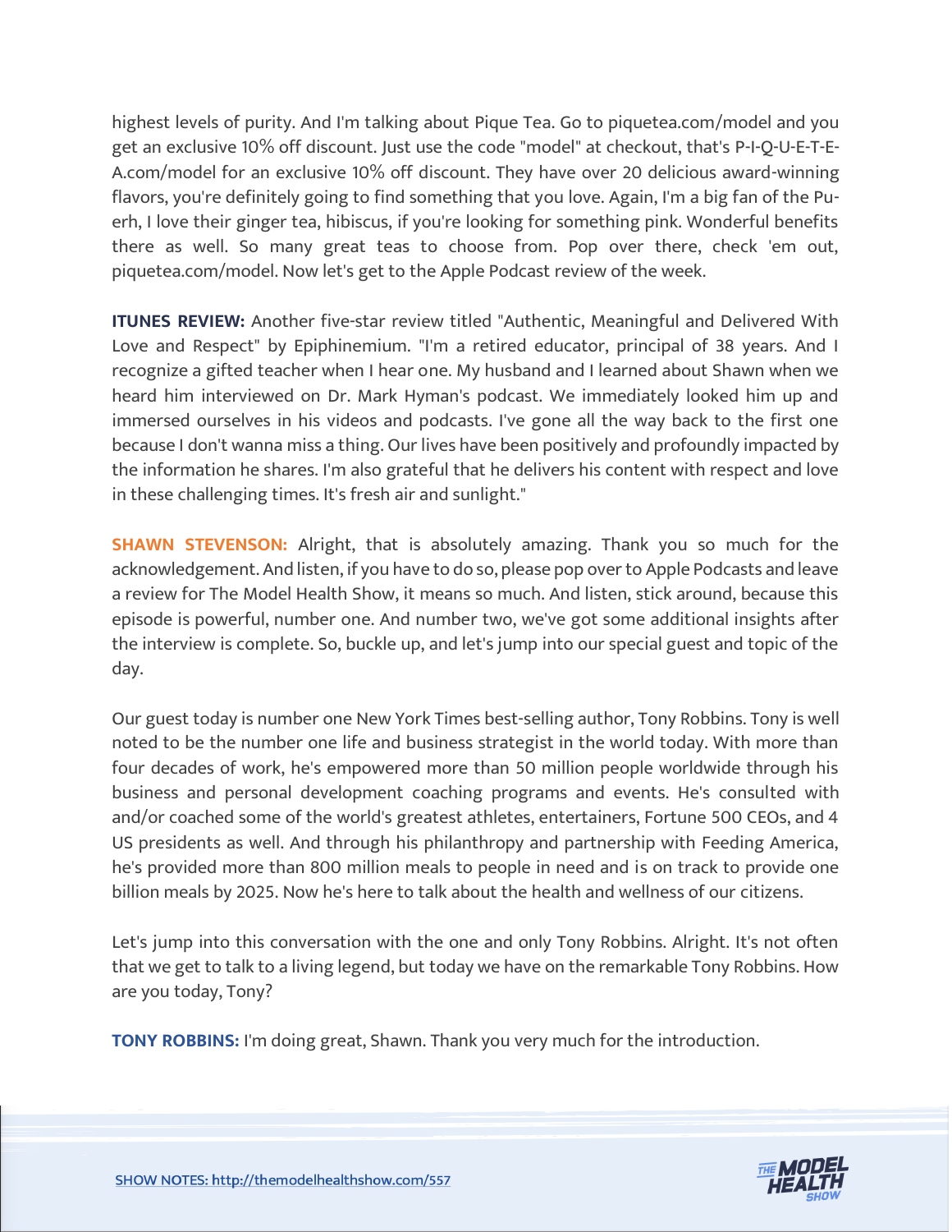highest levels of purity. And I'm talking about Pique Tea. Go to piquetea.com/model and you get an exclusive 10% off discount. Just use the code "model" at checkout, that's P-I-Q-U-E-T-E-A.com/model for an exclusive 10% off discount. They have over 20 delicious award-winning flavors, you're definitely going to find something that you love. Again, I'm a big fan of the Pu-erh, I love their ginger tea, hibiscus, if you're looking for something pink. Wonderful benefits there as well. So many great teas to choose from. Pop over there, check 'em out, piquetea.com/model. Now let's get to the Apple Podcast review of the week.

**ITUNES REVIEW:** Another five-star review titled "Authentic, Meaningful and Delivered With Love and Respect" by Epiphinemium. "I'm a retired educator, principal of 38 years. And I recognize a gifted teacher when I hear one. My husband and I learned about Shawn when we heard him interviewed on Dr. Mark Hyman's podcast. We immediately looked him up and immersed ourselves in his videos and podcasts. I've gone all the way back to the first one because I don't wanna miss a thing. Our lives have been positively and profoundly impacted by the information he shares. I'm also grateful that he delivers his content with respect and love in these challenging times. It's fresh air and sunlight."

**SHAWN STEVENSON:** Alright, that is absolutely amazing. Thank you so much for the acknowledgement. And listen, if you have to do so, please pop over to Apple Podcasts and leave a review for The Model Health Show, it means so much. And listen, stick around, because this episode is powerful, number one. And number two, we've got some additional insights after the interview is complete. So, buckle up, and let's jump into our special guest and topic of the day.

Our guest today is number one New York Times best-selling author, Tony Robbins. Tony is well noted to be the number one life and business strategist in the world today. With more than four decades of work, he's empowered more than 50 million people worldwide through his business and personal development coaching programs and events. He's consulted with and/or coached some of the world's greatest athletes, entertainers, Fortune 500 CEOs, and 4 US presidents as well. And through his philanthropy and partnership with Feeding America, he's provided more than 800 million meals to people in need and is on track to provide one billion meals by 2025. Now he's here to talk about the health and wellness of our citizens.

Let's jump into this conversation with the one and only Tony Robbins. Alright. It's not often that we get to talk to a living legend, but today we have on the remarkable Tony Robbins. How are you today, Tony?

**TONY ROBBINS:** I'm doing great, Shawn. Thank you very much for the introduction.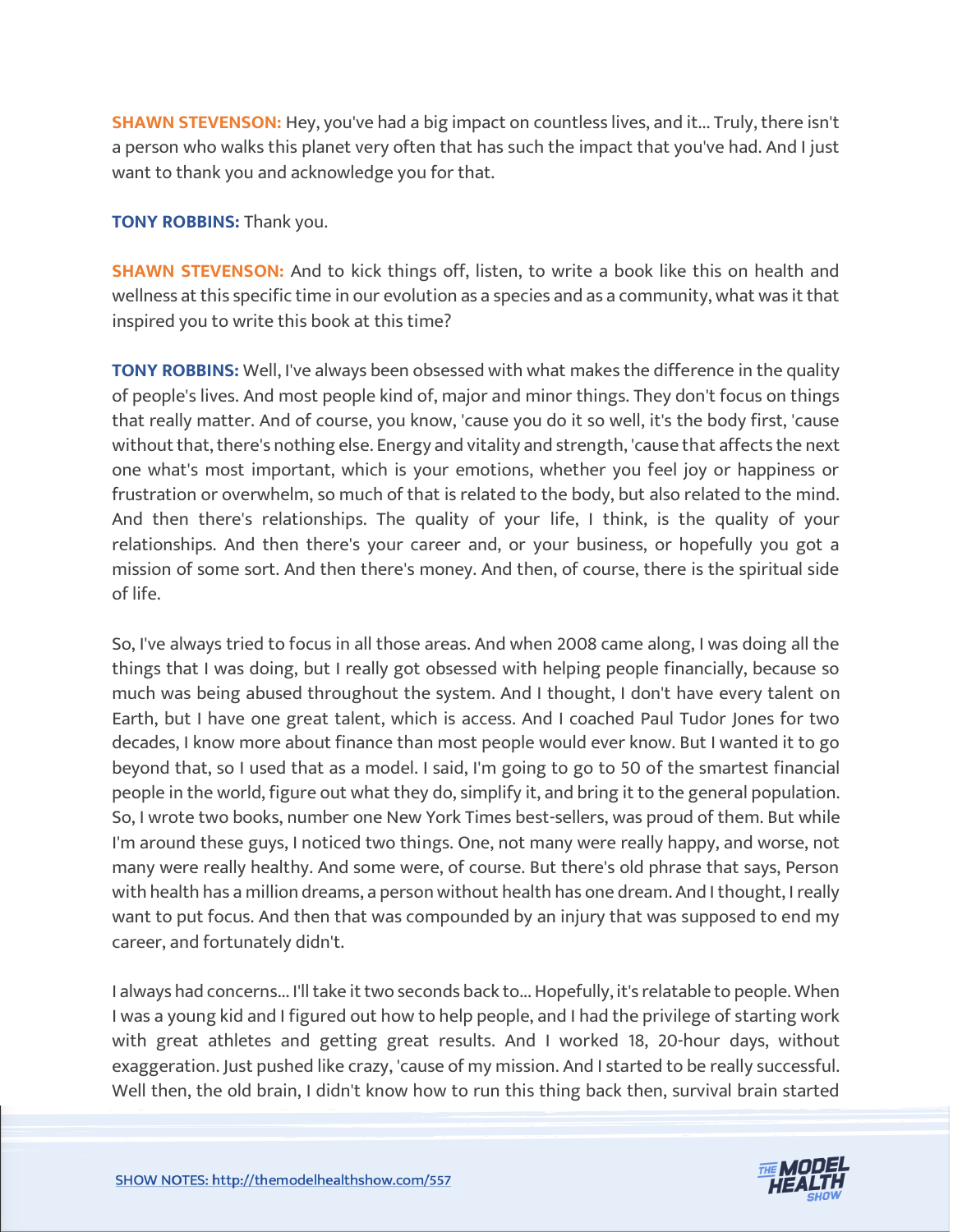**SHAWN STEVENSON:** Hey, you've had a big impact on countless lives, and it... Truly, there isn't a person who walks this planet very often that has such the impact that you've had. And I just want to thank you and acknowledge you for that.

**TONY ROBBINS:** Thank you.

**SHAWN STEVENSON:** And to kick things off, listen, to write a book like this on health and wellness at this specific time in our evolution as a species and as a community, what was it that inspired you to write this book at this time?

**TONY ROBBINS:** Well, I've always been obsessed with what makes the difference in the quality of people's lives. And most people kind of, major and minor things. They don't focus on things that really matter. And of course, you know, 'cause you do it so well, it's the body first, 'cause without that, there's nothing else. Energy and vitality and strength, 'cause that affects the next one what's most important, which is your emotions, whether you feel joy or happiness or frustration or overwhelm, so much of that is related to the body, but also related to the mind. And then there's relationships. The quality of your life, I think, is the quality of your relationships. And then there's your career and, or your business, or hopefully you got a mission of some sort. And then there's money. And then, of course, there is the spiritual side of life.

So, I've always tried to focus in all those areas. And when 2008 came along, I was doing all the things that I was doing, but I really got obsessed with helping people financially, because so much was being abused throughout the system. And I thought, I don't have every talent on Earth, but I have one great talent, which is access. And I coached Paul Tudor Jones for two decades, I know more about finance than most people would ever know. But I wanted it to go beyond that, so I used that as a model. I said, I'm going to go to 50 of the smartest financial people in the world, figure out what they do, simplify it, and bring it to the general population. So, I wrote two books, number one New York Times best-sellers, was proud of them. But while I'm around these guys, I noticed two things. One, not many were really happy, and worse, not many were really healthy. And some were, of course. But there's old phrase that says, Person with health has a million dreams, a person without health has one dream. And I thought, I really want to put focus. And then that was compounded by an injury that was supposed to end my career, and fortunately didn't.

I always had concerns... I'll take it two seconds back to... Hopefully, it's relatable to people. When I was a young kid and I figured out how to help people, and I had the privilege of starting work with great athletes and getting great results. And I worked 18, 20-hour days, without exaggeration. Just pushed like crazy, 'cause of my mission. And I started to be really successful. Well then, the old brain, I didn't know how to run this thing back then, survival brain started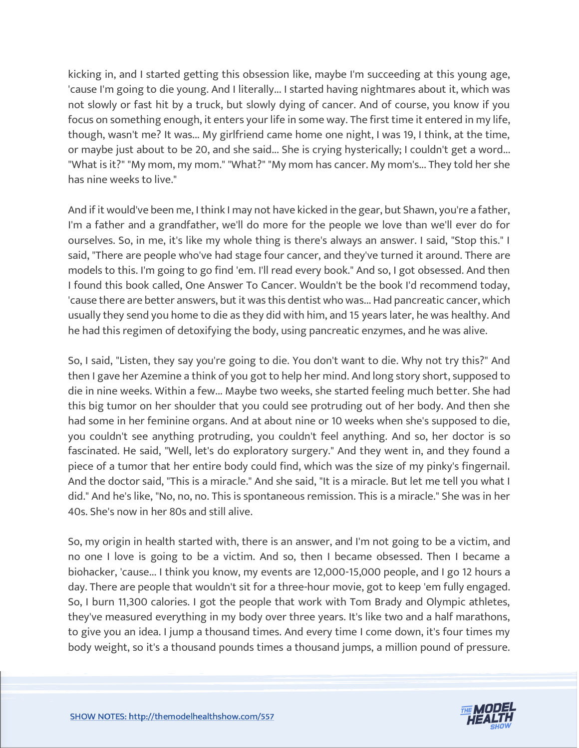kicking in, and I started getting this obsession like, maybe I'm succeeding at this young age, 'cause I'm going to die young. And I literally... I started having nightmares about it, which was not slowly or fast hit by a truck, but slowly dying of cancer. And of course, you know if you focus on something enough, it enters your life in some way. The first time it entered in my life, though, wasn't me? It was... My girlfriend came home one night, I was 19, I think, at the time, or maybe just about to be 20, and she said... She is crying hysterically; I couldn't get a word... "What is it?" "My mom, my mom." "What?" "My mom has cancer. My mom's... They told her she has nine weeks to live."

And if it would've been me, I think I may not have kicked in the gear, but Shawn, you're a father, I'm a father and a grandfather, we'll do more for the people we love than we'll ever do for ourselves. So, in me, it's like my whole thing is there's always an answer. I said, "Stop this." I said, "There are people who've had stage four cancer, and they've turned it around. There are models to this. I'm going to go find 'em. I'll read every book." And so, I got obsessed. And then I found this book called, One Answer To Cancer. Wouldn't be the book I'd recommend today, 'cause there are better answers, but it was this dentist who was... Had pancreatic cancer, which usually they send you home to die as they did with him, and 15 years later, he was healthy. And he had this regimen of detoxifying the body, using pancreatic enzymes, and he was alive.

So, I said, "Listen, they say you're going to die. You don't want to die. Why not try this?" And then I gave her Azemine a think of you got to help her mind. And long story short, supposed to die in nine weeks. Within a few... Maybe two weeks, she started feeling much better. She had this big tumor on her shoulder that you could see protruding out of her body. And then she had some in her feminine organs. And at about nine or 10 weeks when she's supposed to die, you couldn't see anything protruding, you couldn't feel anything. And so, her doctor is so fascinated. He said, "Well, let's do exploratory surgery." And they went in, and they found a piece of a tumor that her entire body could find, which was the size of my pinky's fingernail. And the doctor said, "This is a miracle." And she said, "It is a miracle. But let me tell you what I did." And he's like, "No, no, no. This is spontaneous remission. This is a miracle." She was in her 40s. She's now in her 80s and still alive.

So, my origin in health started with, there is an answer, and I'm not going to be a victim, and no one I love is going to be a victim. And so, then I became obsessed. Then I became a biohacker, 'cause... I think you know, my events are 12,000-15,000 people, and I go 12 hours a day. There are people that wouldn't sit for a three-hour movie, got to keep 'em fully engaged. So, I burn 11,300 calories. I got the people that work with Tom Brady and Olympic athletes, they've measured everything in my body over three years. It's like two and a half marathons, to give you an idea. I jump a thousand times. And every time I come down, it's four times my body weight, so it's a thousand pounds times a thousand jumps, a million pound of pressure.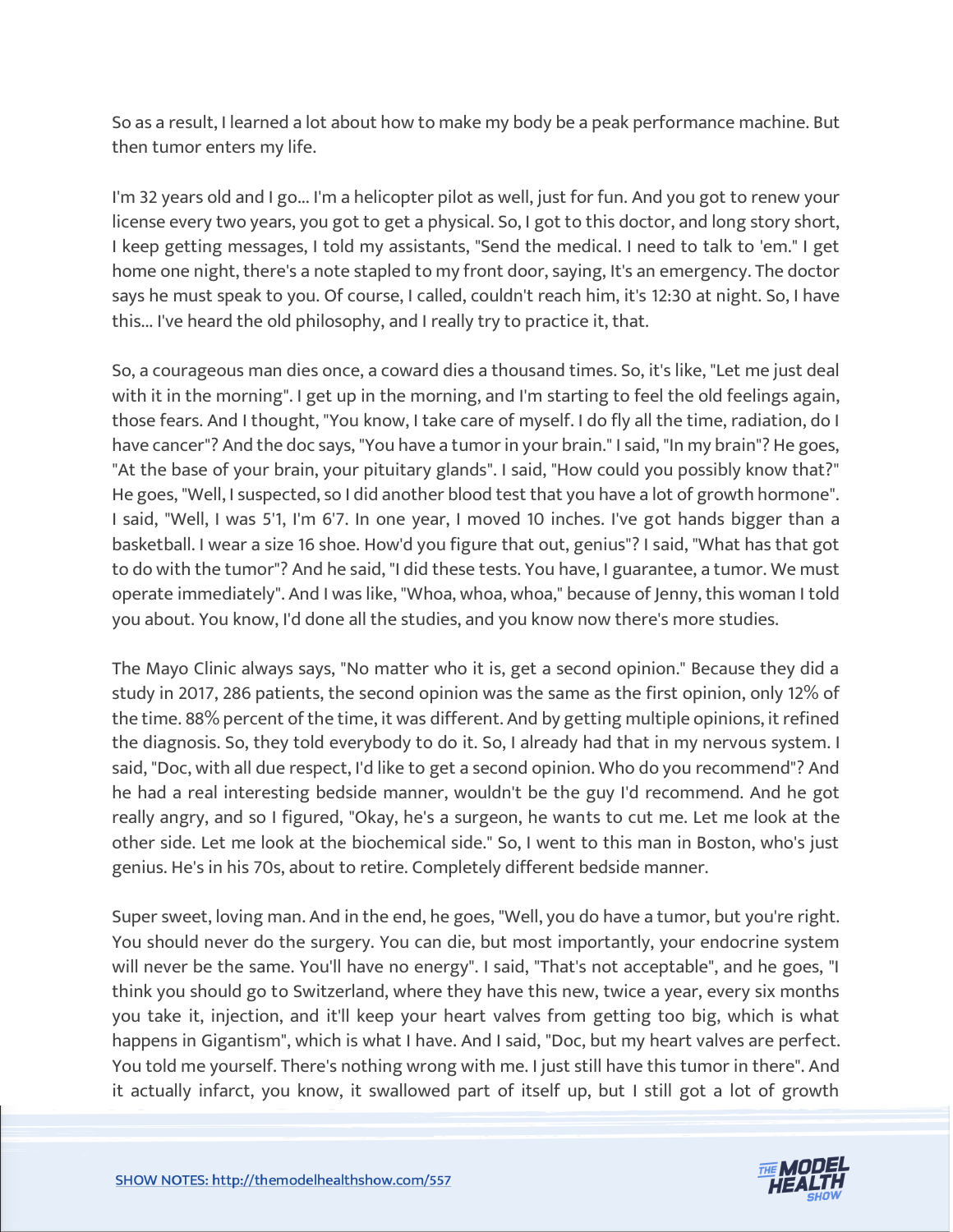So as a result, I learned a lot about how to make my body be a peak performance machine. But then tumor enters my life.

I'm 32 years old and I go... I'm a helicopter pilot as well, just for fun. And you got to renew your license every two years, you got to get a physical. So, I got to this doctor, and long story short, I keep getting messages, I told my assistants, "Send the medical. I need to talk to 'em." I get home one night, there's a note stapled to my front door, saying, It's an emergency. The doctor says he must speak to you. Of course, I called, couldn't reach him, it's 12:30 at night. So, I have this... I've heard the old philosophy, and I really try to practice it, that.

So, a courageous man dies once, a coward dies a thousand times. So, it's like, "Let me just deal with it in the morning". I get up in the morning, and I'm starting to feel the old feelings again, those fears. And I thought, "You know, I take care of myself. I do fly all the time, radiation, do I have cancer"? And the doc says, "You have a tumor in your brain." I said, "In my brain"? He goes, "At the base of your brain, your pituitary glands". I said, "How could you possibly know that?" He goes, "Well, I suspected, so I did another blood test that you have a lot of growth hormone". I said, "Well, I was 5'1, I'm 6'7. In one year, I moved 10 inches. I've got hands bigger than a basketball. I wear a size 16 shoe. How'd you figure that out, genius"? I said, "What has that got to do with the tumor"? And he said, "I did these tests. You have, I guarantee, a tumor. We must operate immediately". And I was like, "Whoa, whoa, whoa," because of Jenny, this woman I told you about. You know, I'd done all the studies, and you know now there's more studies.

The Mayo Clinic always says, "No matter who it is, get a second opinion." Because they did a study in 2017, 286 patients, the second opinion was the same as the first opinion, only 12% of the time. 88% percent of the time, it was different. And by getting multiple opinions, it refined the diagnosis. So, they told everybody to do it. So, I already had that in my nervous system. I said, "Doc, with all due respect, I'd like to get a second opinion. Who do you recommend"? And he had a real interesting bedside manner, wouldn't be the guy I'd recommend. And he got really angry, and so I figured, "Okay, he's a surgeon, he wants to cut me. Let me look at the other side. Let me look at the biochemical side." So, I went to this man in Boston, who's just genius. He's in his 70s, about to retire. Completely different bedside manner.

Super sweet, loving man. And in the end, he goes, "Well, you do have a tumor, but you're right. You should never do the surgery. You can die, but most importantly, your endocrine system will never be the same. You'll have no energy". I said, "That's not acceptable", and he goes, "I think you should go to Switzerland, where they have this new, twice a year, every six months you take it, injection, and it'll keep your heart valves from getting too big, which is what happens in Gigantism", which is what I have. And I said, "Doc, but my heart valves are perfect. You told me yourself. There's nothing wrong with me. I just still have this tumor in there". And it actually infarct, you know, it swallowed part of itself up, but I still got a lot of growth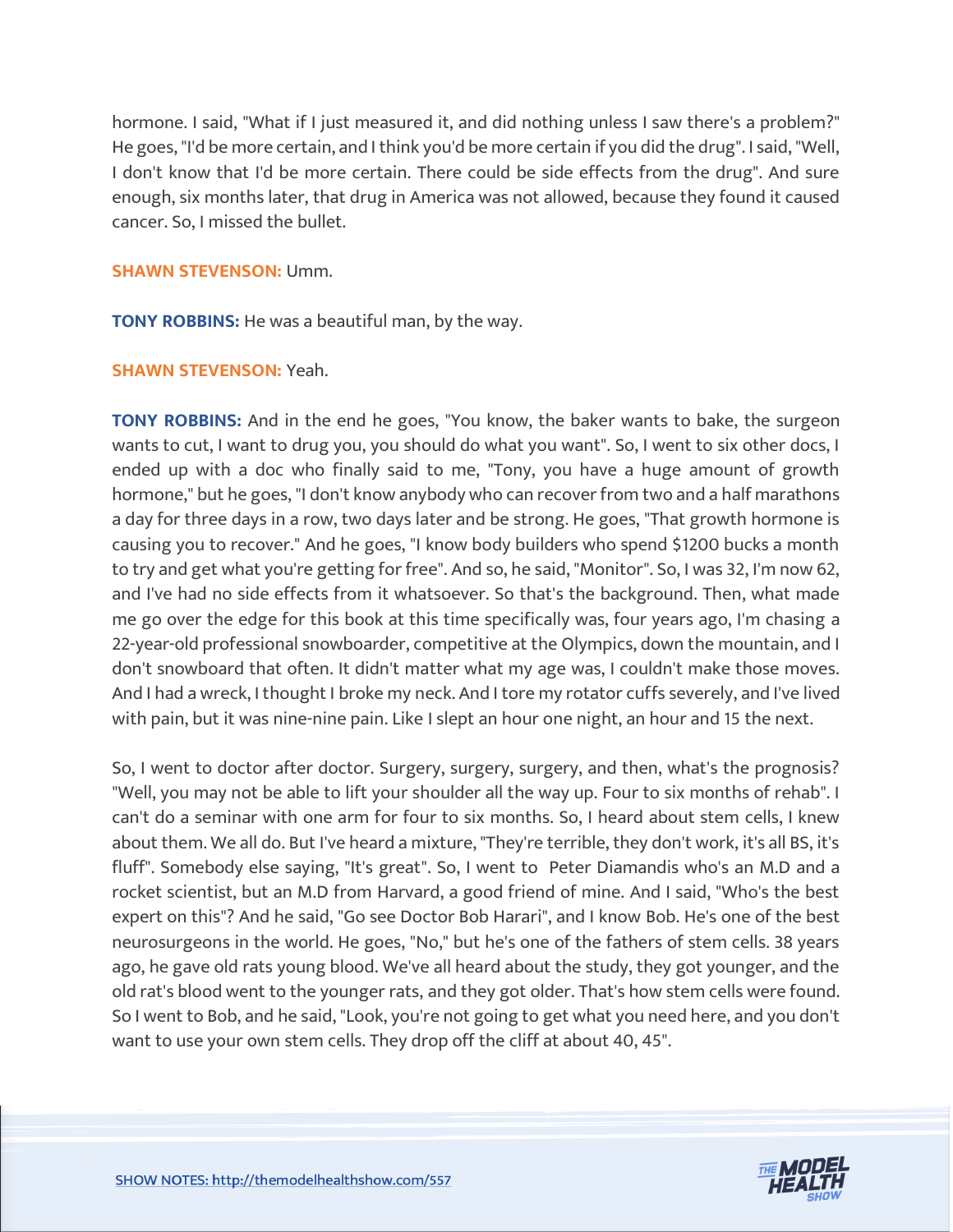hormone. I said, "What if I just measured it, and did nothing unless I saw there's a problem?" He goes, "I'd be more certain, and I think you'd be more certain if you did the drug". I said, "Well, I don't know that I'd be more certain. There could be side effects from the drug". And sure enough, six months later, that drug in America was not allowed, because they found it caused cancer. So, I missed the bullet.

**SHAWN STEVENSON:** Umm.

**TONY ROBBINS:** He was a beautiful man, by the way.

**SHAWN STEVENSON:** Yeah.

**TONY ROBBINS:** And in the end he goes, "You know, the baker wants to bake, the surgeon wants to cut, I want to drug you, you should do what you want". So, I went to six other docs, I ended up with a doc who finally said to me, "Tony, you have a huge amount of growth hormone," but he goes, "I don't know anybody who can recover from two and a half marathons a day for three days in a row, two days later and be strong. He goes, "That growth hormone is causing you to recover." And he goes, "I know body builders who spend $1200 bucks a month to try and get what you're getting for free". And so, he said, "Monitor". So, I was 32, I'm now 62, and I've had no side effects from it whatsoever. So that's the background. Then, what made me go over the edge for this book at this time specifically was, four years ago, I'm chasing a 22-year-old professional snowboarder, competitive at the Olympics, down the mountain, and I don't snowboard that often. It didn't matter what my age was, I couldn't make those moves. And I had a wreck, I thought I broke my neck. And I tore my rotator cuffs severely, and I've lived with pain, but it was nine-nine pain. Like I slept an hour one night, an hour and 15 the next.

So, I went to doctor after doctor. Surgery, surgery, surgery, and then, what's the prognosis? "Well, you may not be able to lift your shoulder all the way up. Four to six months of rehab". I can't do a seminar with one arm for four to six months. So, I heard about stem cells, I knew about them. We all do. But I've heard a mixture, "They're terrible, they don't work, it's all BS, it's fluff". Somebody else saying, "It's great". So, I went to Peter Diamandis who's an M.D and a rocket scientist, but an M.D from Harvard, a good friend of mine. And I said, "Who's the best expert on this"? And he said, "Go see Doctor Bob Harari", and I know Bob. He's one of the best neurosurgeons in the world. He goes, "No," but he's one of the fathers of stem cells. 38 years ago, he gave old rats young blood. We've all heard about the study, they got younger, and the old rat's blood went to the younger rats, and they got older. That's how stem cells were found. So I went to Bob, and he said, "Look, you're not going to get what you need here, and you don't want to use your own stem cells. They drop off the cliff at about 40, 45".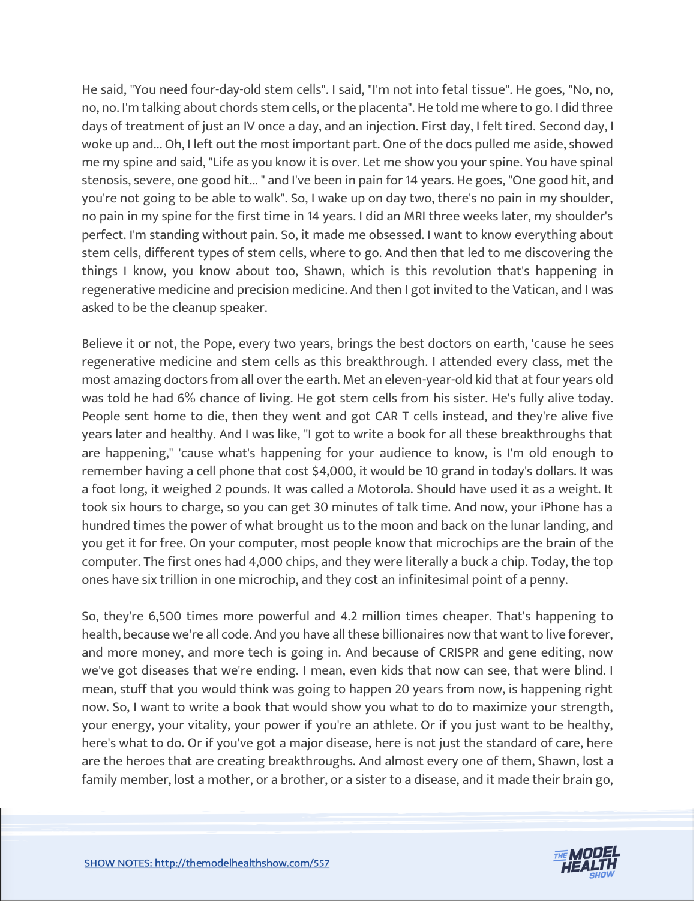He said, "You need four-day-old stem cells". I said, "I'm not into fetal tissue". He goes, "No, no, no, no. I'm talking about chords stem cells, or the placenta". He told me where to go. I did three days of treatment of just an IV once a day, and an injection. First day, I felt tired. Second day, I woke up and... Oh, I left out the most important part. One of the docs pulled me aside, showed me my spine and said, "Life as you know it is over. Let me show you your spine. You have spinal stenosis, severe, one good hit... " and I've been in pain for 14 years. He goes, "One good hit, and you're not going to be able to walk". So, I wake up on day two, there's no pain in my shoulder, no pain in my spine for the first time in 14 years. I did an MRI three weeks later, my shoulder's perfect. I'm standing without pain. So, it made me obsessed. I want to know everything about stem cells, different types of stem cells, where to go. And then that led to me discovering the things I know, you know about too, Shawn, which is this revolution that's happening in regenerative medicine and precision medicine. And then I got invited to the Vatican, and I was asked to be the cleanup speaker.

Believe it or not, the Pope, every two years, brings the best doctors on earth, 'cause he sees regenerative medicine and stem cells as this breakthrough. I attended every class, met the most amazing doctors from all over the earth. Met an eleven-year-old kid that at four years old was told he had 6% chance of living. He got stem cells from his sister. He's fully alive today. People sent home to die, then they went and got CAR T cells instead, and they're alive five years later and healthy. And I was like, "I got to write a book for all these breakthroughs that are happening," 'cause what's happening for your audience to know, is I'm old enough to remember having a cell phone that cost $4,000, it would be 10 grand in today's dollars. It was a foot long, it weighed 2 pounds. It was called a Motorola. Should have used it as a weight. It took six hours to charge, so you can get 30 minutes of talk time. And now, your iPhone has a hundred times the power of what brought us to the moon and back on the lunar landing, and you get it for free. On your computer, most people know that microchips are the brain of the computer. The first ones had 4,000 chips, and they were literally a buck a chip. Today, the top ones have six trillion in one microchip, and they cost an infinitesimal point of a penny.

So, they're 6,500 times more powerful and 4.2 million times cheaper. That's happening to health, because we're all code. And you have all these billionaires now that want to live forever, and more money, and more tech is going in. And because of CRISPR and gene editing, now we've got diseases that we're ending. I mean, even kids that now can see, that were blind. I mean, stuff that you would think was going to happen 20 years from now, is happening right now. So, I want to write a book that would show you what to do to maximize your strength, your energy, your vitality, your power if you're an athlete. Or if you just want to be healthy, here's what to do. Or if you've got a major disease, here is not just the standard of care, here are the heroes that are creating breakthroughs. And almost every one of them, Shawn, lost a family member, lost a mother, or a brother, or a sister to a disease, and it made their brain go,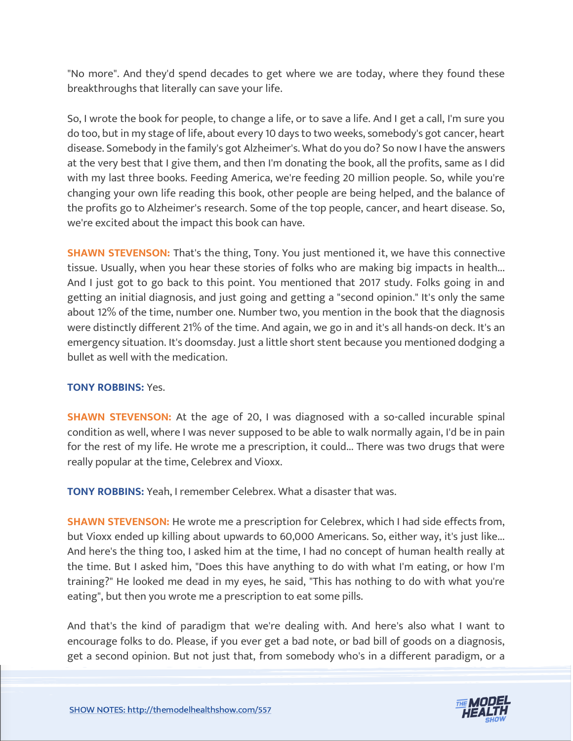"No more". And they'd spend decades to get where we are today, where they found these breakthroughs that literally can save your life.

So, I wrote the book for people, to change a life, or to save a life. And I get a call, I'm sure you do too, but in my stage of life, about every 10 days to two weeks, somebody's got cancer, heart disease. Somebody in the family's got Alzheimer's. What do you do? So now I have the answers at the very best that I give them, and then I'm donating the book, all the profits, same as I did with my last three books. Feeding America, we're feeding 20 million people. So, while you're changing your own life reading this book, other people are being helped, and the balance of the profits go to Alzheimer's research. Some of the top people, cancer, and heart disease. So, we're excited about the impact this book can have.

**SHAWN STEVENSON:** That's the thing, Tony. You just mentioned it, we have this connective tissue. Usually, when you hear these stories of folks who are making big impacts in health... And I just got to go back to this point. You mentioned that 2017 study. Folks going in and getting an initial diagnosis, and just going and getting a "second opinion." It's only the same about 12% of the time, number one. Number two, you mention in the book that the diagnosis were distinctly different 21% of the time. And again, we go in and it's all hands-on deck. It's an emergency situation. It's doomsday. Just a little short stent because you mentioned dodging a bullet as well with the medication.

**TONY ROBBINS:** Yes.

**SHAWN STEVENSON:** At the age of 20, I was diagnosed with a so-called incurable spinal condition as well, where I was never supposed to be able to walk normally again, I'd be in pain for the rest of my life. He wrote me a prescription, it could... There was two drugs that were really popular at the time, Celebrex and Vioxx.

**TONY ROBBINS:** Yeah, I remember Celebrex. What a disaster that was.

**SHAWN STEVENSON:** He wrote me a prescription for Celebrex, which I had side effects from, but Vioxx ended up killing about upwards to 60,000 Americans. So, either way, it's just like... And here's the thing too, I asked him at the time, I had no concept of human health really at the time. But I asked him, "Does this have anything to do with what I'm eating, or how I'm training?" He looked me dead in my eyes, he said, "This has nothing to do with what you're eating", but then you wrote me a prescription to eat some pills.

And that's the kind of paradigm that we're dealing with. And here's also what I want to encourage folks to do. Please, if you ever get a bad note, or bad bill of goods on a diagnosis, get a second opinion. But not just that, from somebody who's in a different paradigm, or a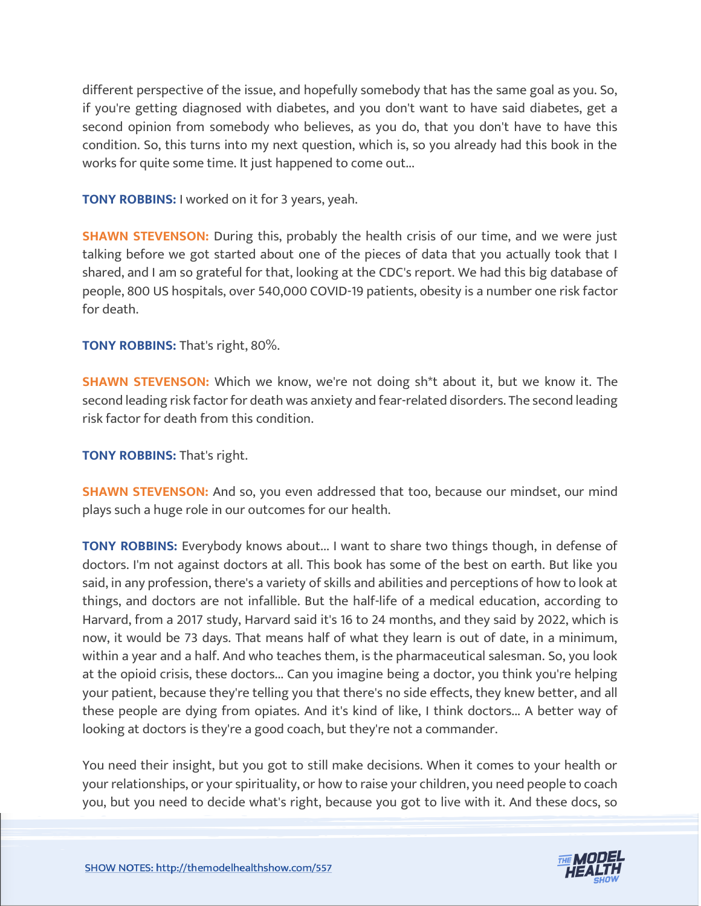different perspective of the issue, and hopefully somebody that has the same goal as you. So, if you're getting diagnosed with diabetes, and you don't want to have said diabetes, get a second opinion from somebody who believes, as you do, that you don't have to have this condition. So, this turns into my next question, which is, so you already had this book in the works for quite some time. It just happened to come out...

**TONY ROBBINS:** I worked on it for 3 years, yeah.

**SHAWN STEVENSON:** During this, probably the health crisis of our time, and we were just talking before we got started about one of the pieces of data that you actually took that I shared, and I am so grateful for that, looking at the CDC's report. We had this big database of people, 800 US hospitals, over 540,000 COVID-19 patients, obesity is a number one risk factor for death.

**TONY ROBBINS:** That's right, 80%.

**SHAWN STEVENSON:** Which we know, we're not doing sh*t about it, but we know it. The second leading risk factor for death was anxiety and fear-related disorders. The second leading risk factor for death from this condition.

**TONY ROBBINS:** That's right.

**SHAWN STEVENSON:** And so, you even addressed that too, because our mindset, our mind plays such a huge role in our outcomes for our health.

**TONY ROBBINS:** Everybody knows about... I want to share two things though, in defense of doctors. I'm not against doctors at all. This book has some of the best on earth. But like you said, in any profession, there's a variety of skills and abilities and perceptions of how to look at things, and doctors are not infallible. But the half-life of a medical education, according to Harvard, from a 2017 study, Harvard said it's 16 to 24 months, and they said by 2022, which is now, it would be 73 days. That means half of what they learn is out of date, in a minimum, within a year and a half. And who teaches them, is the pharmaceutical salesman. So, you look at the opioid crisis, these doctors... Can you imagine being a doctor, you think you're helping your patient, because they're telling you that there's no side effects, they knew better, and all these people are dying from opiates. And it's kind of like, I think doctors... A better way of looking at doctors is they're a good coach, but they're not a commander.

You need their insight, but you got to still make decisions. When it comes to your health or your relationships, or your spirituality, or how to raise your children, you need people to coach you, but you need to decide what's right, because you got to live with it. And these docs, so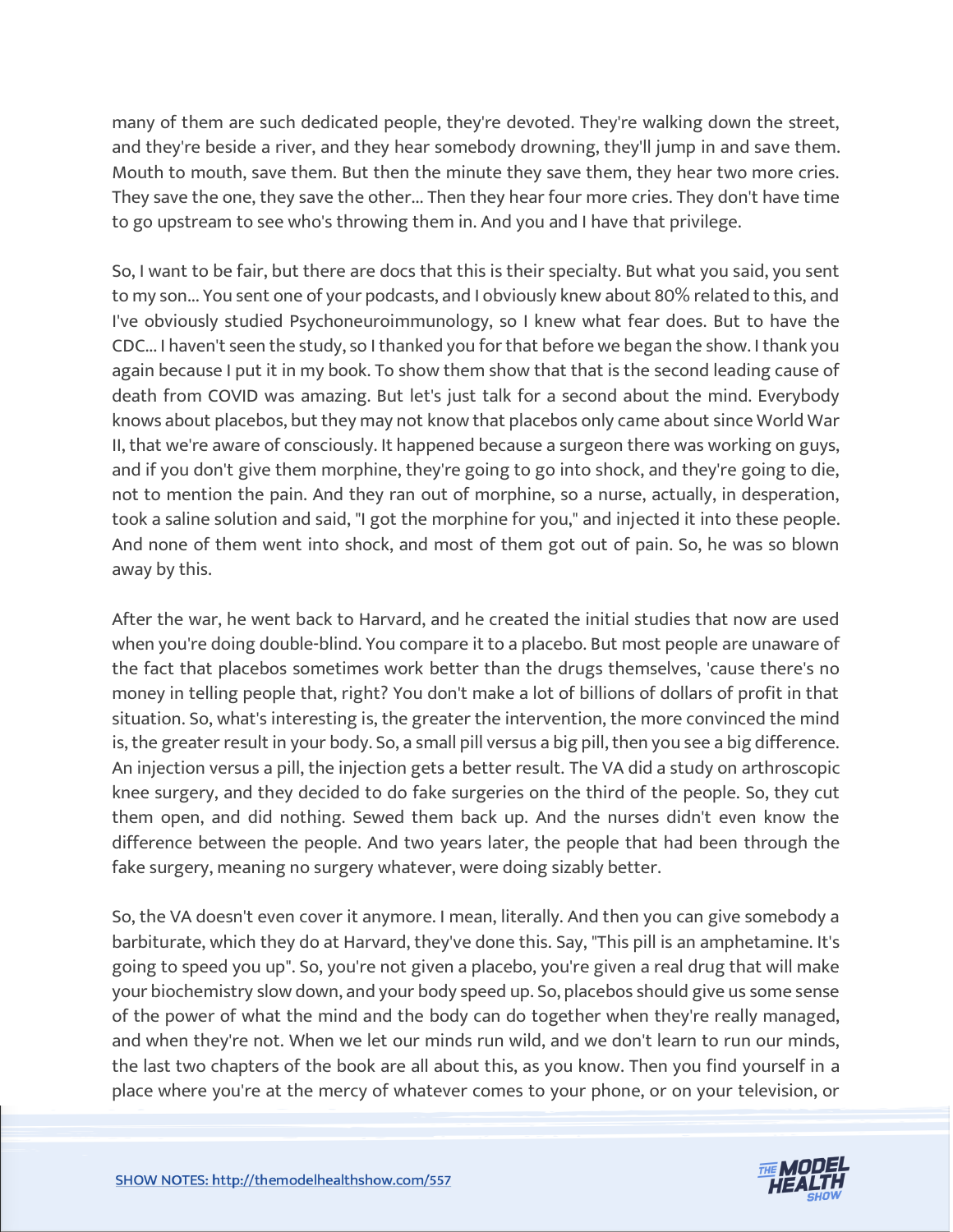many of them are such dedicated people, they're devoted. They're walking down the street, and they're beside a river, and they hear somebody drowning, they'll jump in and save them. Mouth to mouth, save them. But then the minute they save them, they hear two more cries. They save the one, they save the other... Then they hear four more cries. They don't have time to go upstream to see who's throwing them in. And you and I have that privilege.

So, I want to be fair, but there are docs that this is their specialty. But what you said, you sent to my son... You sent one of your podcasts, and I obviously knew about 80% related to this, and I've obviously studied Psychoneuroimmunology, so I knew what fear does. But to have the CDC... I haven't seen the study, so I thanked you for that before we began the show. I thank you again because I put it in my book. To show them show that that is the second leading cause of death from COVID was amazing. But let's just talk for a second about the mind. Everybody knows about placebos, but they may not know that placebos only came about since World War II, that we're aware of consciously. It happened because a surgeon there was working on guys, and if you don't give them morphine, they're going to go into shock, and they're going to die, not to mention the pain. And they ran out of morphine, so a nurse, actually, in desperation, took a saline solution and said, "I got the morphine for you," and injected it into these people. And none of them went into shock, and most of them got out of pain. So, he was so blown away by this.

After the war, he went back to Harvard, and he created the initial studies that now are used when you're doing double-blind. You compare it to a placebo. But most people are unaware of the fact that placebos sometimes work better than the drugs themselves, 'cause there's no money in telling people that, right? You don't make a lot of billions of dollars of profit in that situation. So, what's interesting is, the greater the intervention, the more convinced the mind is, the greater result in your body. So, a small pill versus a big pill, then you see a big difference. An injection versus a pill, the injection gets a better result. The VA did a study on arthroscopic knee surgery, and they decided to do fake surgeries on the third of the people. So, they cut them open, and did nothing. Sewed them back up. And the nurses didn't even know the difference between the people. And two years later, the people that had been through the fake surgery, meaning no surgery whatever, were doing sizably better.

So, the VA doesn't even cover it anymore. I mean, literally. And then you can give somebody a barbiturate, which they do at Harvard, they've done this. Say, "This pill is an amphetamine. It's going to speed you up". So, you're not given a placebo, you're given a real drug that will make your biochemistry slow down, and your body speed up. So, placebos should give us some sense of the power of what the mind and the body can do together when they're really managed, and when they're not. When we let our minds run wild, and we don't learn to run our minds, the last two chapters of the book are all about this, as you know. Then you find yourself in a place where you're at the mercy of whatever comes to your phone, or on your television, or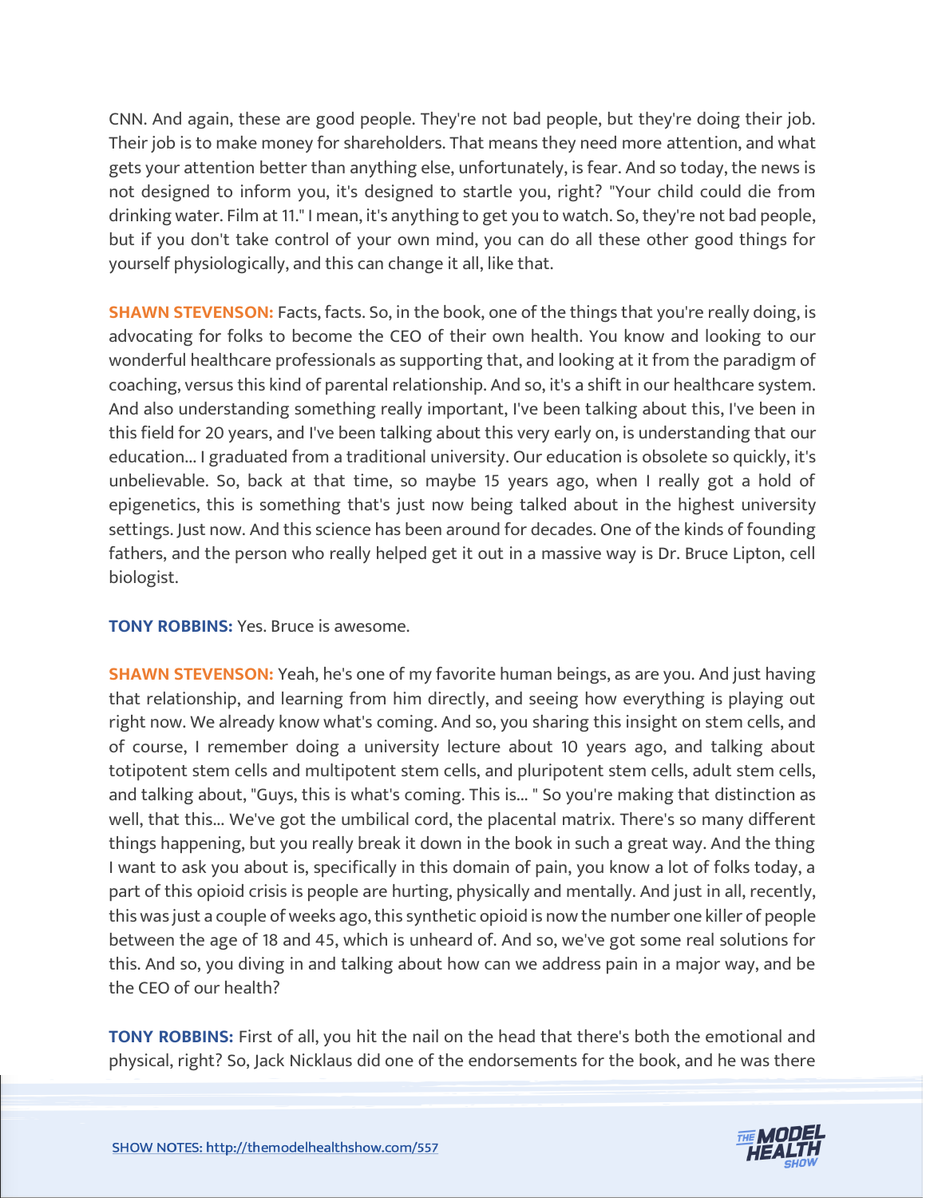CNN. And again, these are good people. They're not bad people, but they're doing their job. Their job is to make money for shareholders. That means they need more attention, and what gets your attention better than anything else, unfortunately, is fear. And so today, the news is not designed to inform you, it's designed to startle you, right? "Your child could die from drinking water. Film at 11." I mean, it's anything to get you to watch. So, they're not bad people, but if you don't take control of your own mind, you can do all these other good things for yourself physiologically, and this can change it all, like that.

**SHAWN STEVENSON:** Facts, facts. So, in the book, one of the things that you're really doing, is advocating for folks to become the CEO of their own health. You know and looking to our wonderful healthcare professionals as supporting that, and looking at it from the paradigm of coaching, versus this kind of parental relationship. And so, it's a shift in our healthcare system. And also understanding something really important, I've been talking about this, I've been in this field for 20 years, and I've been talking about this very early on, is understanding that our education... I graduated from a traditional university. Our education is obsolete so quickly, it's unbelievable. So, back at that time, so maybe 15 years ago, when I really got a hold of epigenetics, this is something that's just now being talked about in the highest university settings. Just now. And this science has been around for decades. One of the kinds of founding fathers, and the person who really helped get it out in a massive way is Dr. Bruce Lipton, cell biologist.

**TONY ROBBINS:** Yes. Bruce is awesome.

**SHAWN STEVENSON:** Yeah, he's one of my favorite human beings, as are you. And just having that relationship, and learning from him directly, and seeing how everything is playing out right now. We already know what's coming. And so, you sharing this insight on stem cells, and of course, I remember doing a university lecture about 10 years ago, and talking about totipotent stem cells and multipotent stem cells, and pluripotent stem cells, adult stem cells, and talking about, "Guys, this is what's coming. This is... " So you're making that distinction as well, that this... We've got the umbilical cord, the placental matrix. There's so many different things happening, but you really break it down in the book in such a great way. And the thing I want to ask you about is, specifically in this domain of pain, you know a lot of folks today, a part of this opioid crisis is people are hurting, physically and mentally. And just in all, recently, this was just a couple of weeks ago, this synthetic opioid is now the number one killer of people between the age of 18 and 45, which is unheard of. And so, we've got some real solutions for this. And so, you diving in and talking about how can we address pain in a major way, and be the CEO of our health?

**TONY ROBBINS:** First of all, you hit the nail on the head that there's both the emotional and physical, right? So, Jack Nicklaus did one of the endorsements for the book, and he was there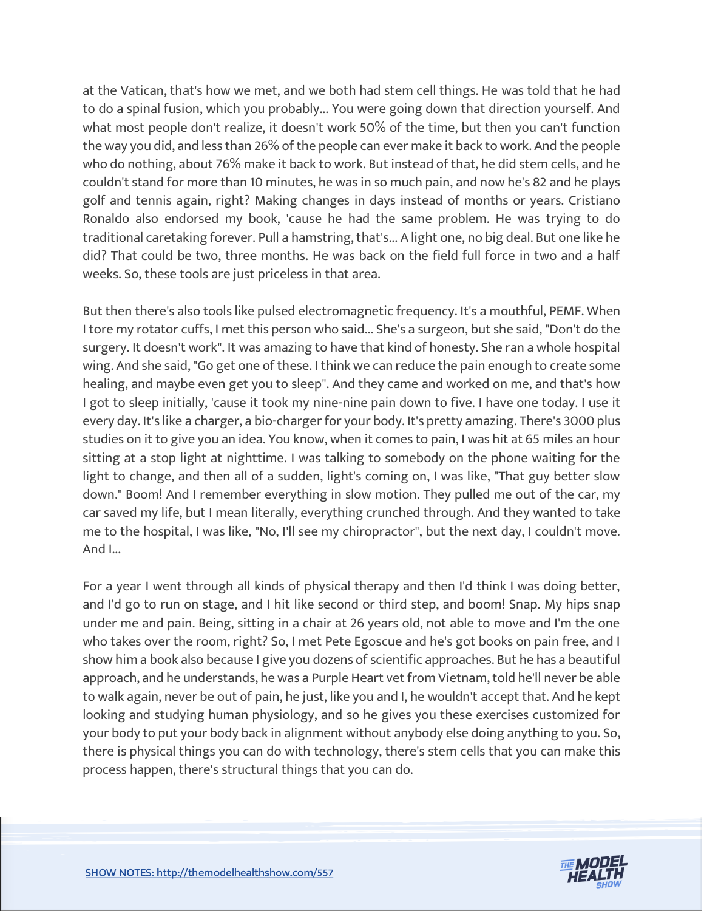at the Vatican, that's how we met, and we both had stem cell things. He was told that he had to do a spinal fusion, which you probably... You were going down that direction yourself. And what most people don't realize, it doesn't work 50% of the time, but then you can't function the way you did, and less than 26% of the people can ever make it back to work. And the people who do nothing, about 76% make it back to work. But instead of that, he did stem cells, and he couldn't stand for more than 10 minutes, he was in so much pain, and now he's 82 and he plays golf and tennis again, right? Making changes in days instead of months or years. Cristiano Ronaldo also endorsed my book, 'cause he had the same problem. He was trying to do traditional caretaking forever. Pull a hamstring, that's... A light one, no big deal. But one like he did? That could be two, three months. He was back on the field full force in two and a half weeks. So, these tools are just priceless in that area.

But then there's also tools like pulsed electromagnetic frequency. It's a mouthful, PEMF. When I tore my rotator cuffs, I met this person who said... She's a surgeon, but she said, "Don't do the surgery. It doesn't work". It was amazing to have that kind of honesty. She ran a whole hospital wing. And she said, "Go get one of these. I think we can reduce the pain enough to create some healing, and maybe even get you to sleep". And they came and worked on me, and that's how I got to sleep initially, 'cause it took my nine-nine pain down to five. I have one today. I use it every day. It's like a charger, a bio-charger for your body. It's pretty amazing. There's 3000 plus studies on it to give you an idea. You know, when it comes to pain, I was hit at 65 miles an hour sitting at a stop light at nighttime. I was talking to somebody on the phone waiting for the light to change, and then all of a sudden, light's coming on, I was like, "That guy better slow down." Boom! And I remember everything in slow motion. They pulled me out of the car, my car saved my life, but I mean literally, everything crunched through. And they wanted to take me to the hospital, I was like, "No, I'll see my chiropractor", but the next day, I couldn't move. And I...

For a year I went through all kinds of physical therapy and then I'd think I was doing better, and I'd go to run on stage, and I hit like second or third step, and boom! Snap. My hips snap under me and pain. Being, sitting in a chair at 26 years old, not able to move and I'm the one who takes over the room, right? So, I met Pete Egoscue and he's got books on pain free, and I show him a book also because I give you dozens of scientific approaches. But he has a beautiful approach, and he understands, he was a Purple Heart vet from Vietnam, told he'll never be able to walk again, never be out of pain, he just, like you and I, he wouldn't accept that. And he kept looking and studying human physiology, and so he gives you these exercises customized for your body to put your body back in alignment without anybody else doing anything to you. So, there is physical things you can do with technology, there's stem cells that you can make this process happen, there's structural things that you can do.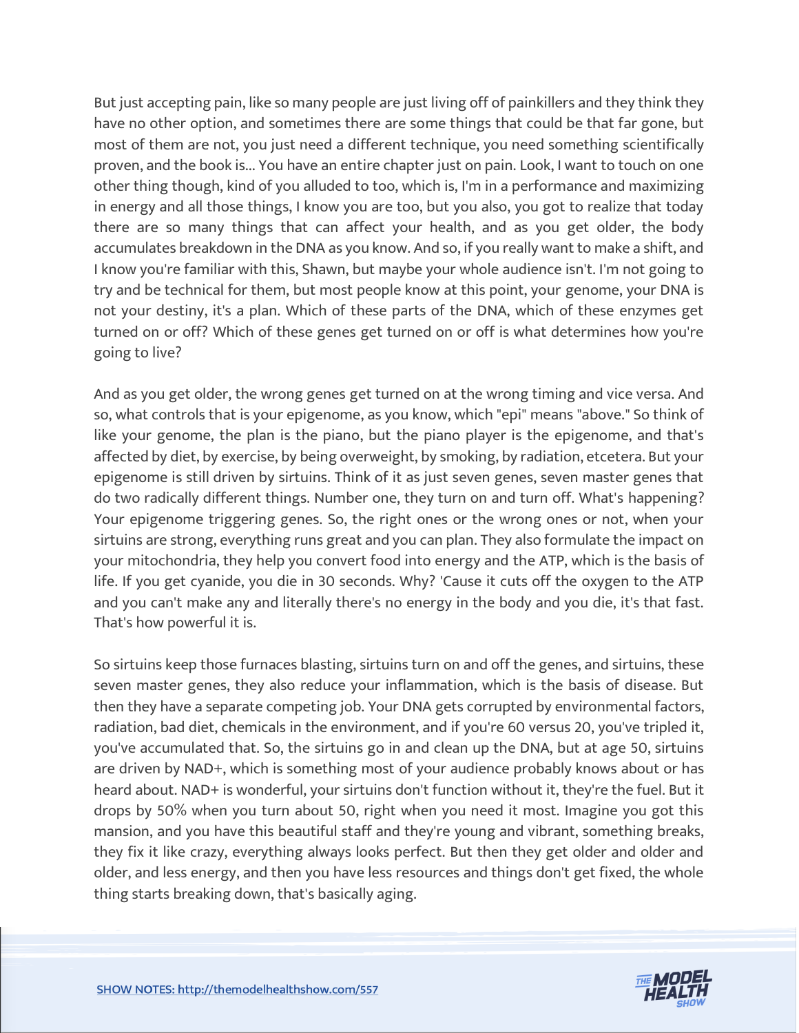But just accepting pain, like so many people are just living off of painkillers and they think they have no other option, and sometimes there are some things that could be that far gone, but most of them are not, you just need a different technique, you need something scientifically proven, and the book is... You have an entire chapter just on pain. Look, I want to touch on one other thing though, kind of you alluded to too, which is, I'm in a performance and maximizing in energy and all those things, I know you are too, but you also, you got to realize that today there are so many things that can affect your health, and as you get older, the body accumulates breakdown in the DNA as you know. And so, if you really want to make a shift, and I know you're familiar with this, Shawn, but maybe your whole audience isn't. I'm not going to try and be technical for them, but most people know at this point, your genome, your DNA is not your destiny, it's a plan. Which of these parts of the DNA, which of these enzymes get turned on or off? Which of these genes get turned on or off is what determines how you're going to live?

And as you get older, the wrong genes get turned on at the wrong timing and vice versa. And so, what controls that is your epigenome, as you know, which "epi" means "above." So think of like your genome, the plan is the piano, but the piano player is the epigenome, and that's affected by diet, by exercise, by being overweight, by smoking, by radiation, etcetera. But your epigenome is still driven by sirtuins. Think of it as just seven genes, seven master genes that do two radically different things. Number one, they turn on and turn off. What's happening? Your epigenome triggering genes. So, the right ones or the wrong ones or not, when your sirtuins are strong, everything runs great and you can plan. They also formulate the impact on your mitochondria, they help you convert food into energy and the ATP, which is the basis of life. If you get cyanide, you die in 30 seconds. Why? 'Cause it cuts off the oxygen to the ATP and you can't make any and literally there's no energy in the body and you die, it's that fast. That's how powerful it is.

So sirtuins keep those furnaces blasting, sirtuins turn on and off the genes, and sirtuins, these seven master genes, they also reduce your inflammation, which is the basis of disease. But then they have a separate competing job. Your DNA gets corrupted by environmental factors, radiation, bad diet, chemicals in the environment, and if you're 60 versus 20, you've tripled it, you've accumulated that. So, the sirtuins go in and clean up the DNA, but at age 50, sirtuins are driven by NAD+, which is something most of your audience probably knows about or has heard about. NAD+ is wonderful, your sirtuins don't function without it, they're the fuel. But it drops by 50% when you turn about 50, right when you need it most. Imagine you got this mansion, and you have this beautiful staff and they're young and vibrant, something breaks, they fix it like crazy, everything always looks perfect. But then they get older and older and older, and less energy, and then you have less resources and things don't get fixed, the whole thing starts breaking down, that's basically aging.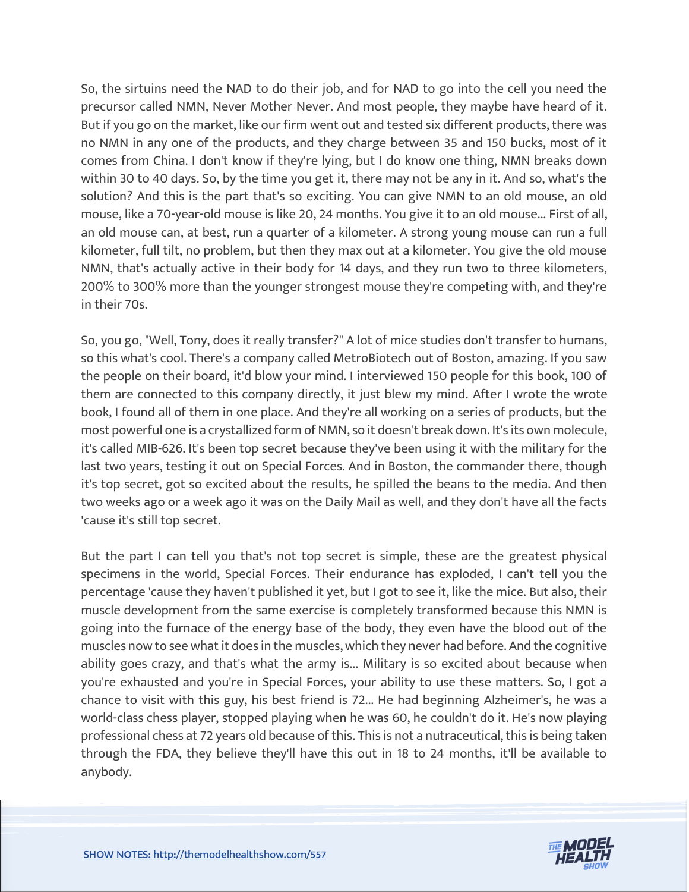So, the sirtuins need the NAD to do their job, and for NAD to go into the cell you need the precursor called NMN, Never Mother Never. And most people, they maybe have heard of it. But if you go on the market, like our firm went out and tested six different products, there was no NMN in any one of the products, and they charge between 35 and 150 bucks, most of it comes from China. I don't know if they're lying, but I do know one thing, NMN breaks down within 30 to 40 days. So, by the time you get it, there may not be any in it. And so, what's the solution? And this is the part that's so exciting. You can give NMN to an old mouse, an old mouse, like a 70-year-old mouse is like 20, 24 months. You give it to an old mouse... First of all, an old mouse can, at best, run a quarter of a kilometer. A strong young mouse can run a full kilometer, full tilt, no problem, but then they max out at a kilometer. You give the old mouse NMN, that's actually active in their body for 14 days, and they run two to three kilometers, 200% to 300% more than the younger strongest mouse they're competing with, and they're in their 70s.

So, you go, "Well, Tony, does it really transfer?" A lot of mice studies don't transfer to humans, so this what's cool. There's a company called MetroBiotech out of Boston, amazing. If you saw the people on their board, it'd blow your mind. I interviewed 150 people for this book, 100 of them are connected to this company directly, it just blew my mind. After I wrote the wrote book, I found all of them in one place. And they're all working on a series of products, but the most powerful one is a crystallized form of NMN, so it doesn't break down. It's its own molecule, it's called MIB-626. It's been top secret because they've been using it with the military for the last two years, testing it out on Special Forces. And in Boston, the commander there, though it's top secret, got so excited about the results, he spilled the beans to the media. And then two weeks ago or a week ago it was on the Daily Mail as well, and they don't have all the facts 'cause it's still top secret.

But the part I can tell you that's not top secret is simple, these are the greatest physical specimens in the world, Special Forces. Their endurance has exploded, I can't tell you the percentage 'cause they haven't published it yet, but I got to see it, like the mice. But also, their muscle development from the same exercise is completely transformed because this NMN is going into the furnace of the energy base of the body, they even have the blood out of the muscles now to see what it does in the muscles, which they never had before. And the cognitive ability goes crazy, and that's what the army is... Military is so excited about because when you're exhausted and you're in Special Forces, your ability to use these matters. So, I got a chance to visit with this guy, his best friend is 72... He had beginning Alzheimer's, he was a world-class chess player, stopped playing when he was 60, he couldn't do it. He's now playing professional chess at 72 years old because of this. This is not a nutraceutical, this is being taken through the FDA, they believe they'll have this out in 18 to 24 months, it'll be available to anybody.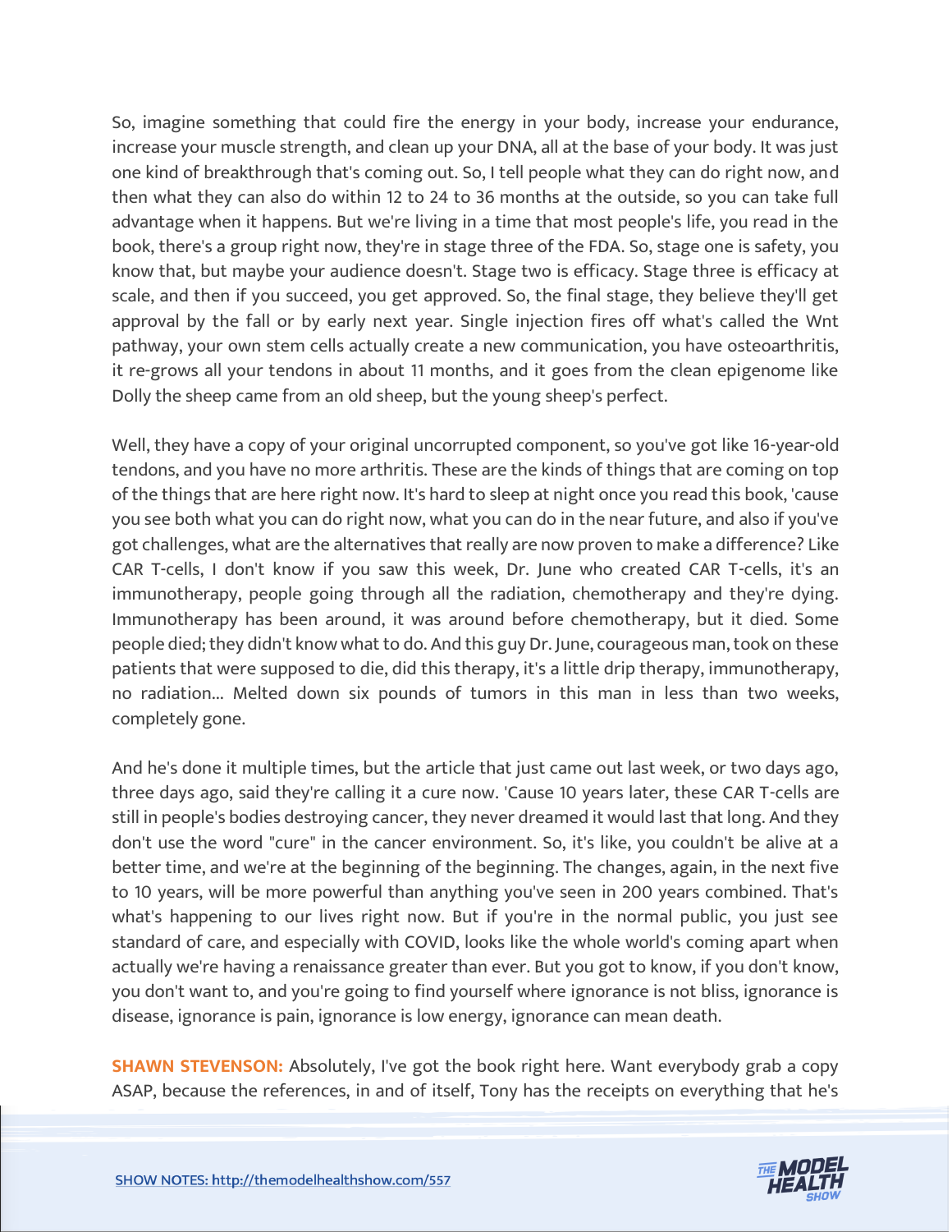So, imagine something that could fire the energy in your body, increase your endurance, increase your muscle strength, and clean up your DNA, all at the base of your body. It was just one kind of breakthrough that's coming out. So, I tell people what they can do right now, and then what they can also do within 12 to 24 to 36 months at the outside, so you can take full advantage when it happens. But we're living in a time that most people's life, you read in the book, there's a group right now, they're in stage three of the FDA. So, stage one is safety, you know that, but maybe your audience doesn't. Stage two is efficacy. Stage three is efficacy at scale, and then if you succeed, you get approved. So, the final stage, they believe they'll get approval by the fall or by early next year. Single injection fires off what's called the Wnt pathway, your own stem cells actually create a new communication, you have osteoarthritis, it re-grows all your tendons in about 11 months, and it goes from the clean epigenome like Dolly the sheep came from an old sheep, but the young sheep's perfect.

Well, they have a copy of your original uncorrupted component, so you've got like 16-year-old tendons, and you have no more arthritis. These are the kinds of things that are coming on top of the things that are here right now. It's hard to sleep at night once you read this book, 'cause you see both what you can do right now, what you can do in the near future, and also if you've got challenges, what are the alternatives that really are now proven to make a difference? Like CAR T-cells, I don't know if you saw this week, Dr. June who created CAR T-cells, it's an immunotherapy, people going through all the radiation, chemotherapy and they're dying. Immunotherapy has been around, it was around before chemotherapy, but it died. Some people died; they didn't know what to do. And this guy Dr. June, courageous man, took on these patients that were supposed to die, did this therapy, it's a little drip therapy, immunotherapy, no radiation... Melted down six pounds of tumors in this man in less than two weeks, completely gone.

And he's done it multiple times, but the article that just came out last week, or two days ago, three days ago, said they're calling it a cure now. 'Cause 10 years later, these CAR T-cells are still in people's bodies destroying cancer, they never dreamed it would last that long. And they don't use the word "cure" in the cancer environment. So, it's like, you couldn't be alive at a better time, and we're at the beginning of the beginning. The changes, again, in the next five to 10 years, will be more powerful than anything you've seen in 200 years combined. That's what's happening to our lives right now. But if you're in the normal public, you just see standard of care, and especially with COVID, looks like the whole world's coming apart when actually we're having a renaissance greater than ever. But you got to know, if you don't know, you don't want to, and you're going to find yourself where ignorance is not bliss, ignorance is disease, ignorance is pain, ignorance is low energy, ignorance can mean death.

**SHAWN STEVENSON:** Absolutely, I've got the book right here. Want everybody grab a copy ASAP, because the references, in and of itself, Tony has the receipts on everything that he's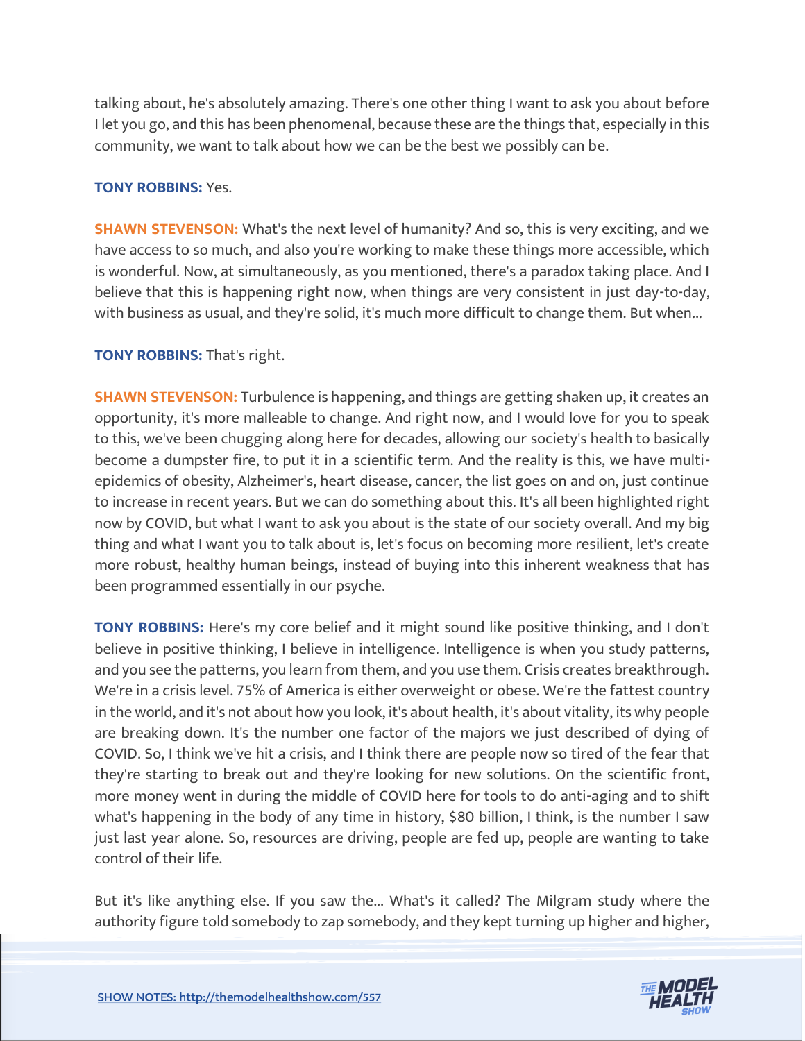talking about, he's absolutely amazing. There's one other thing I want to ask you about before I let you go, and this has been phenomenal, because these are the things that, especially in this community, we want to talk about how we can be the best we possibly can be.

**TONY ROBBINS:** Yes.

**SHAWN STEVENSON:** What's the next level of humanity? And so, this is very exciting, and we have access to so much, and also you're working to make these things more accessible, which is wonderful. Now, at simultaneously, as you mentioned, there's a paradox taking place. And I believe that this is happening right now, when things are very consistent in just day-to-day, with business as usual, and they're solid, it's much more difficult to change them. But when...

**TONY ROBBINS:** That's right.

**SHAWN STEVENSON:** Turbulence is happening, and things are getting shaken up, it creates an opportunity, it's more malleable to change. And right now, and I would love for you to speak to this, we've been chugging along here for decades, allowing our society's health to basically become a dumpster fire, to put it in a scientific term. And the reality is this, we have multi-epidemics of obesity, Alzheimer's, heart disease, cancer, the list goes on and on, just continue to increase in recent years. But we can do something about this. It's all been highlighted right now by COVID, but what I want to ask you about is the state of our society overall. And my big thing and what I want you to talk about is, let's focus on becoming more resilient, let's create more robust, healthy human beings, instead of buying into this inherent weakness that has been programmed essentially in our psyche.

**TONY ROBBINS:** Here's my core belief and it might sound like positive thinking, and I don't believe in positive thinking, I believe in intelligence. Intelligence is when you study patterns, and you see the patterns, you learn from them, and you use them. Crisis creates breakthrough. We're in a crisis level. 75% of America is either overweight or obese. We're the fattest country in the world, and it's not about how you look, it's about health, it's about vitality, its why people are breaking down. It's the number one factor of the majors we just described of dying of COVID. So, I think we've hit a crisis, and I think there are people now so tired of the fear that they're starting to break out and they're looking for new solutions. On the scientific front, more money went in during the middle of COVID here for tools to do anti-aging and to shift what's happening in the body of any time in history, $80 billion, I think, is the number I saw just last year alone. So, resources are driving, people are fed up, people are wanting to take control of their life.

But it's like anything else. If you saw the... What's it called? The Milgram study where the authority figure told somebody to zap somebody, and they kept turning up higher and higher,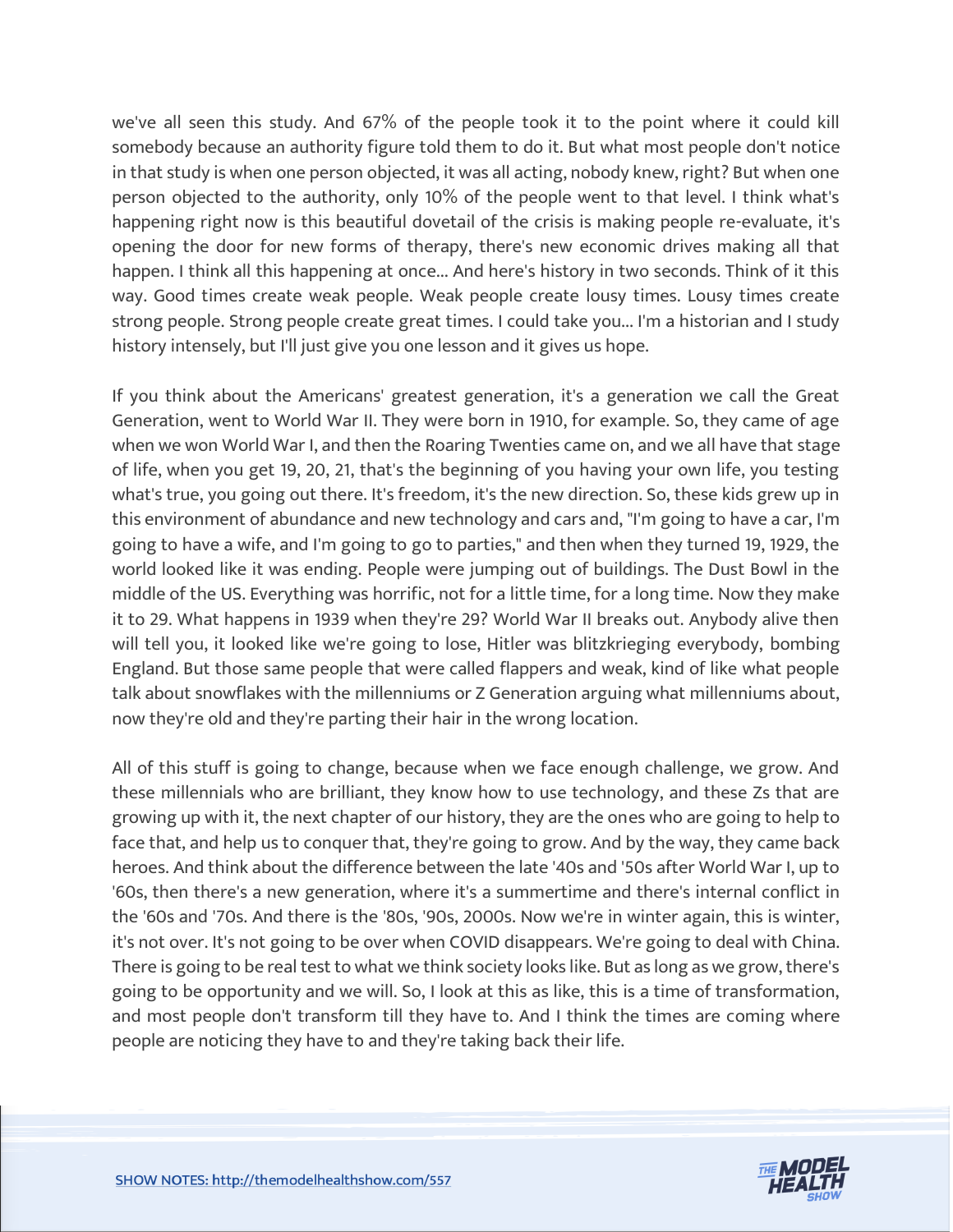we've all seen this study. And 67% of the people took it to the point where it could kill somebody because an authority figure told them to do it. But what most people don't notice in that study is when one person objected, it was all acting, nobody knew, right? But when one person objected to the authority, only 10% of the people went to that level. I think what's happening right now is this beautiful dovetail of the crisis is making people re-evaluate, it's opening the door for new forms of therapy, there's new economic drives making all that happen. I think all this happening at once... And here's history in two seconds. Think of it this way. Good times create weak people. Weak people create lousy times. Lousy times create strong people. Strong people create great times. I could take you... I'm a historian and I study history intensely, but I'll just give you one lesson and it gives us hope.

If you think about the Americans' greatest generation, it's a generation we call the Great Generation, went to World War II. They were born in 1910, for example. So, they came of age when we won World War I, and then the Roaring Twenties came on, and we all have that stage of life, when you get 19, 20, 21, that's the beginning of you having your own life, you testing what's true, you going out there. It's freedom, it's the new direction. So, these kids grew up in this environment of abundance and new technology and cars and, "I'm going to have a car, I'm going to have a wife, and I'm going to go to parties," and then when they turned 19, 1929, the world looked like it was ending. People were jumping out of buildings. The Dust Bowl in the middle of the US. Everything was horrific, not for a little time, for a long time. Now they make it to 29. What happens in 1939 when they're 29? World War II breaks out. Anybody alive then will tell you, it looked like we're going to lose, Hitler was blitzkrieging everybody, bombing England. But those same people that were called flappers and weak, kind of like what people talk about snowflakes with the millenniums or Z Generation arguing what millenniums about, now they're old and they're parting their hair in the wrong location.

All of this stuff is going to change, because when we face enough challenge, we grow. And these millennials who are brilliant, they know how to use technology, and these Zs that are growing up with it, the next chapter of our history, they are the ones who are going to help to face that, and help us to conquer that, they're going to grow. And by the way, they came back heroes. And think about the difference between the late '40s and '50s after World War I, up to '60s, then there's a new generation, where it's a summertime and there's internal conflict in the '60s and '70s. And there is the '80s, '90s, 2000s. Now we're in winter again, this is winter, it's not over. It's not going to be over when COVID disappears. We're going to deal with China. There is going to be real test to what we think society looks like. But as long as we grow, there's going to be opportunity and we will. So, I look at this as like, this is a time of transformation, and most people don't transform till they have to. And I think the times are coming where people are noticing they have to and they're taking back their life.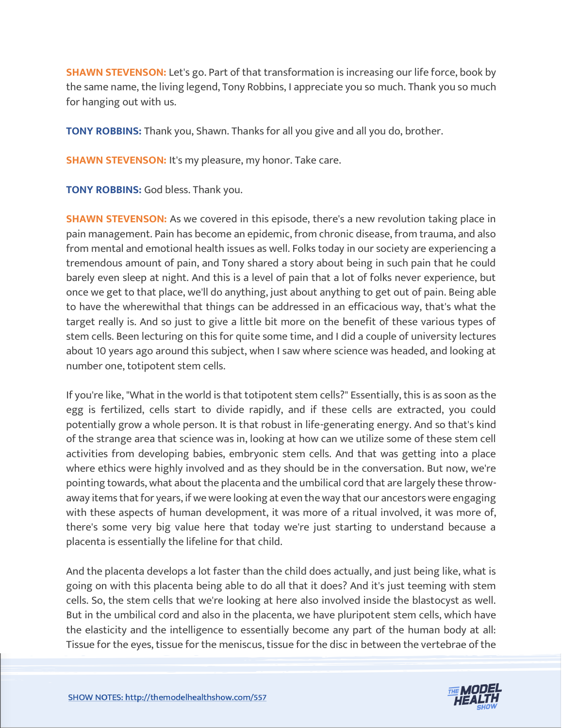**SHAWN STEVENSON:** Let's go. Part of that transformation is increasing our life force, book by the same name, the living legend, Tony Robbins, I appreciate you so much. Thank you so much for hanging out with us.

**TONY ROBBINS:** Thank you, Shawn. Thanks for all you give and all you do, brother.

**SHAWN STEVENSON:** It's my pleasure, my honor. Take care.

**TONY ROBBINS:** God bless. Thank you.

**SHAWN STEVENSON:** As we covered in this episode, there's a new revolution taking place in pain management. Pain has become an epidemic, from chronic disease, from trauma, and also from mental and emotional health issues as well. Folks today in our society are experiencing a tremendous amount of pain, and Tony shared a story about being in such pain that he could barely even sleep at night. And this is a level of pain that a lot of folks never experience, but once we get to that place, we'll do anything, just about anything to get out of pain. Being able to have the wherewithal that things can be addressed in an efficacious way, that's what the target really is. And so just to give a little bit more on the benefit of these various types of stem cells. Been lecturing on this for quite some time, and I did a couple of university lectures about 10 years ago around this subject, when I saw where science was headed, and looking at number one, totipotent stem cells.

If you're like, "What in the world is that totipotent stem cells?" Essentially, this is as soon as the egg is fertilized, cells start to divide rapidly, and if these cells are extracted, you could potentially grow a whole person. It is that robust in life-generating energy. And so that's kind of the strange area that science was in, looking at how can we utilize some of these stem cell activities from developing babies, embryonic stem cells. And that was getting into a place where ethics were highly involved and as they should be in the conversation. But now, we're pointing towards, what about the placenta and the umbilical cord that are largely these throw-away items that for years, if we were looking at even the way that our ancestors were engaging with these aspects of human development, it was more of a ritual involved, it was more of, there's some very big value here that today we're just starting to understand because a placenta is essentially the lifeline for that child.

And the placenta develops a lot faster than the child does actually, and just being like, what is going on with this placenta being able to do all that it does? And it's just teeming with stem cells. So, the stem cells that we're looking at here also involved inside the blastocyst as well. But in the umbilical cord and also in the placenta, we have pluripotent stem cells, which have the elasticity and the intelligence to essentially become any part of the human body at all: Tissue for the eyes, tissue for the meniscus, tissue for the disc in between the vertebrae of the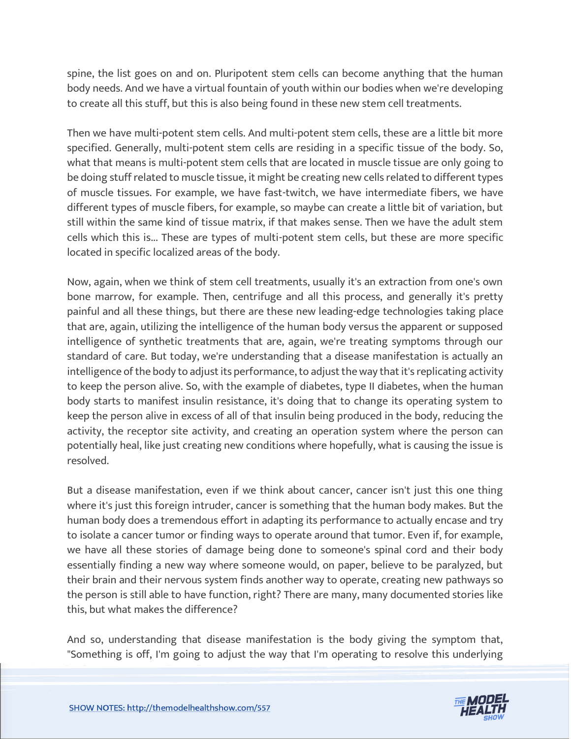spine, the list goes on and on. Pluripotent stem cells can become anything that the human body needs. And we have a virtual fountain of youth within our bodies when we're developing to create all this stuff, but this is also being found in these new stem cell treatments.

Then we have multi-potent stem cells. And multi-potent stem cells, these are a little bit more specified. Generally, multi-potent stem cells are residing in a specific tissue of the body. So, what that means is multi-potent stem cells that are located in muscle tissue are only going to be doing stuff related to muscle tissue, it might be creating new cells related to different types of muscle tissues. For example, we have fast-twitch, we have intermediate fibers, we have different types of muscle fibers, for example, so maybe can create a little bit of variation, but still within the same kind of tissue matrix, if that makes sense. Then we have the adult stem cells which this is... These are types of multi-potent stem cells, but these are more specific located in specific localized areas of the body.

Now, again, when we think of stem cell treatments, usually it's an extraction from one's own bone marrow, for example. Then, centrifuge and all this process, and generally it's pretty painful and all these things, but there are these new leading-edge technologies taking place that are, again, utilizing the intelligence of the human body versus the apparent or supposed intelligence of synthetic treatments that are, again, we're treating symptoms through our standard of care. But today, we're understanding that a disease manifestation is actually an intelligence of the body to adjust its performance, to adjust the way that it's replicating activity to keep the person alive. So, with the example of diabetes, type II diabetes, when the human body starts to manifest insulin resistance, it's doing that to change its operating system to keep the person alive in excess of all of that insulin being produced in the body, reducing the activity, the receptor site activity, and creating an operation system where the person can potentially heal, like just creating new conditions where hopefully, what is causing the issue is resolved.

But a disease manifestation, even if we think about cancer, cancer isn't just this one thing where it's just this foreign intruder, cancer is something that the human body makes. But the human body does a tremendous effort in adapting its performance to actually encase and try to isolate a cancer tumor or finding ways to operate around that tumor. Even if, for example, we have all these stories of damage being done to someone's spinal cord and their body essentially finding a new way where someone would, on paper, believe to be paralyzed, but their brain and their nervous system finds another way to operate, creating new pathways so the person is still able to have function, right? There are many, many documented stories like this, but what makes the difference?

And so, understanding that disease manifestation is the body giving the symptom that, "Something is off, I'm going to adjust the way that I'm operating to resolve this underlying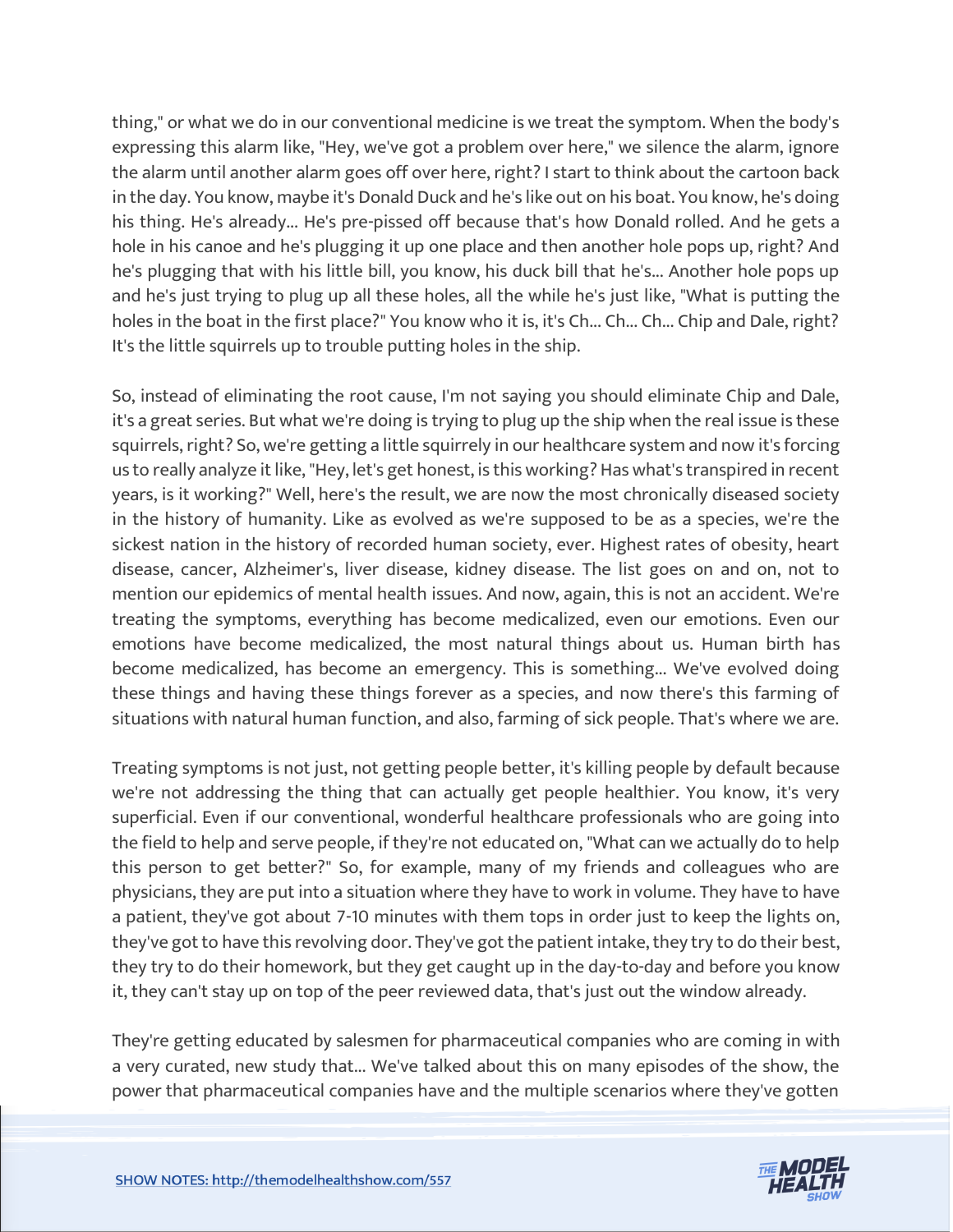thing," or what we do in our conventional medicine is we treat the symptom. When the body's expressing this alarm like, "Hey, we've got a problem over here," we silence the alarm, ignore the alarm until another alarm goes off over here, right? I start to think about the cartoon back in the day. You know, maybe it's Donald Duck and he's like out on his boat. You know, he's doing his thing. He's already... He's pre-pissed off because that's how Donald rolled. And he gets a hole in his canoe and he's plugging it up one place and then another hole pops up, right? And he's plugging that with his little bill, you know, his duck bill that he's... Another hole pops up and he's just trying to plug up all these holes, all the while he's just like, "What is putting the holes in the boat in the first place?" You know who it is, it's Ch... Ch... Ch... Chip and Dale, right? It's the little squirrels up to trouble putting holes in the ship.

So, instead of eliminating the root cause, I'm not saying you should eliminate Chip and Dale, it's a great series. But what we're doing is trying to plug up the ship when the real issue is these squirrels, right? So, we're getting a little squirrely in our healthcare system and now it's forcing us to really analyze it like, "Hey, let's get honest, is this working? Has what's transpired in recent years, is it working?" Well, here's the result, we are now the most chronically diseased society in the history of humanity. Like as evolved as we're supposed to be as a species, we're the sickest nation in the history of recorded human society, ever. Highest rates of obesity, heart disease, cancer, Alzheimer's, liver disease, kidney disease. The list goes on and on, not to mention our epidemics of mental health issues. And now, again, this is not an accident. We're treating the symptoms, everything has become medicalized, even our emotions. Even our emotions have become medicalized, the most natural things about us. Human birth has become medicalized, has become an emergency. This is something... We've evolved doing these things and having these things forever as a species, and now there's this farming of situations with natural human function, and also, farming of sick people. That's where we are.

Treating symptoms is not just, not getting people better, it's killing people by default because we're not addressing the thing that can actually get people healthier. You know, it's very superficial. Even if our conventional, wonderful healthcare professionals who are going into the field to help and serve people, if they're not educated on, "What can we actually do to help this person to get better?" So, for example, many of my friends and colleagues who are physicians, they are put into a situation where they have to work in volume. They have to have a patient, they've got about 7-10 minutes with them tops in order just to keep the lights on, they've got to have this revolving door. They've got the patient intake, they try to do their best, they try to do their homework, but they get caught up in the day-to-day and before you know it, they can't stay up on top of the peer reviewed data, that's just out the window already.

They're getting educated by salesmen for pharmaceutical companies who are coming in with a very curated, new study that... We've talked about this on many episodes of the show, the power that pharmaceutical companies have and the multiple scenarios where they've gotten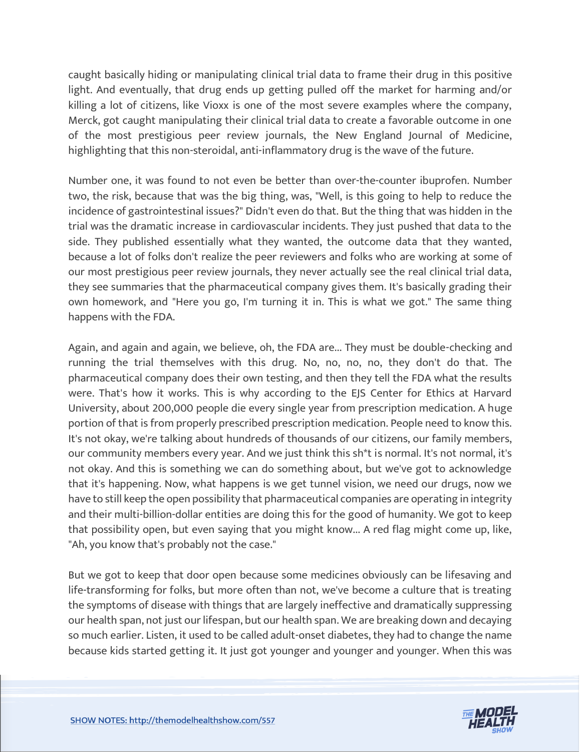caught basically hiding or manipulating clinical trial data to frame their drug in this positive light. And eventually, that drug ends up getting pulled off the market for harming and/or killing a lot of citizens, like Vioxx is one of the most severe examples where the company, Merck, got caught manipulating their clinical trial data to create a favorable outcome in one of the most prestigious peer review journals, the New England Journal of Medicine, highlighting that this non-steroidal, anti-inflammatory drug is the wave of the future.

Number one, it was found to not even be better than over-the-counter ibuprofen. Number two, the risk, because that was the big thing, was, "Well, is this going to help to reduce the incidence of gastrointestinal issues?" Didn't even do that. But the thing that was hidden in the trial was the dramatic increase in cardiovascular incidents. They just pushed that data to the side. They published essentially what they wanted, the outcome data that they wanted, because a lot of folks don't realize the peer reviewers and folks who are working at some of our most prestigious peer review journals, they never actually see the real clinical trial data, they see summaries that the pharmaceutical company gives them. It's basically grading their own homework, and "Here you go, I'm turning it in. This is what we got." The same thing happens with the FDA.

Again, and again and again, we believe, oh, the FDA are... They must be double-checking and running the trial themselves with this drug. No, no, no, no, they don't do that. The pharmaceutical company does their own testing, and then they tell the FDA what the results were. That's how it works. This is why according to the EJS Center for Ethics at Harvard University, about 200,000 people die every single year from prescription medication. A huge portion of that is from properly prescribed prescription medication. People need to know this. It's not okay, we're talking about hundreds of thousands of our citizens, our family members, our community members every year. And we just think this sh*t is normal. It's not normal, it's not okay. And this is something we can do something about, but we've got to acknowledge that it's happening. Now, what happens is we get tunnel vision, we need our drugs, now we have to still keep the open possibility that pharmaceutical companies are operating in integrity and their multi-billion-dollar entities are doing this for the good of humanity. We got to keep that possibility open, but even saying that you might know... A red flag might come up, like, "Ah, you know that's probably not the case."

But we got to keep that door open because some medicines obviously can be lifesaving and life-transforming for folks, but more often than not, we've become a culture that is treating the symptoms of disease with things that are largely ineffective and dramatically suppressing our health span, not just our lifespan, but our health span. We are breaking down and decaying so much earlier. Listen, it used to be called adult-onset diabetes, they had to change the name because kids started getting it. It just got younger and younger and younger. When this was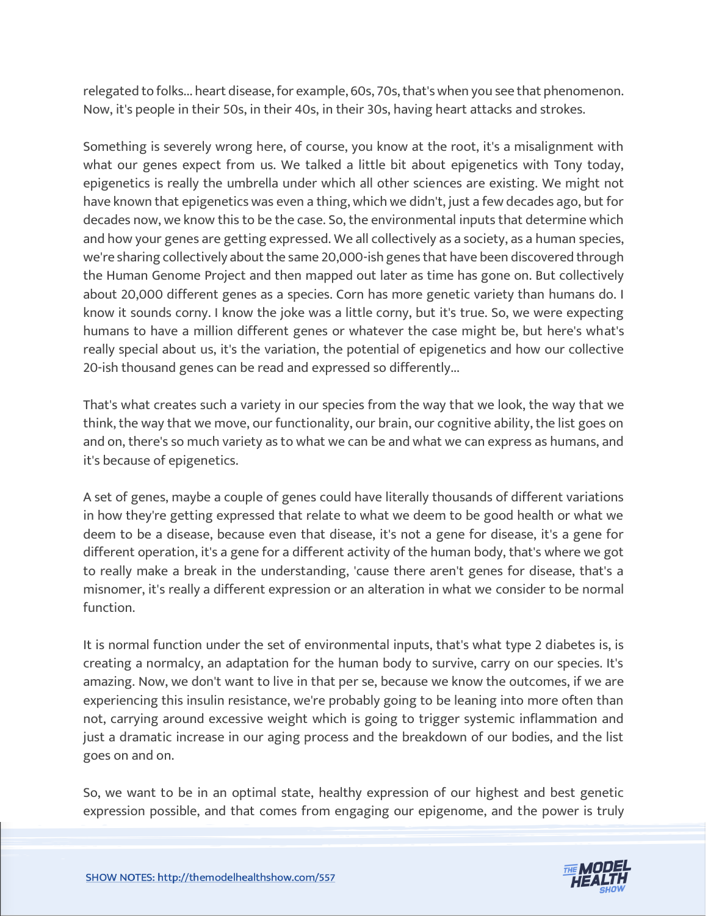relegated to folks... heart disease, for example, 60s, 70s, that's when you see that phenomenon. Now, it's people in their 50s, in their 40s, in their 30s, having heart attacks and strokes.

Something is severely wrong here, of course, you know at the root, it's a misalignment with what our genes expect from us. We talked a little bit about epigenetics with Tony today, epigenetics is really the umbrella under which all other sciences are existing. We might not have known that epigenetics was even a thing, which we didn't, just a few decades ago, but for decades now, we know this to be the case. So, the environmental inputs that determine which and how your genes are getting expressed. We all collectively as a society, as a human species, we're sharing collectively about the same 20,000-ish genes that have been discovered through the Human Genome Project and then mapped out later as time has gone on. But collectively about 20,000 different genes as a species. Corn has more genetic variety than humans do. I know it sounds corny. I know the joke was a little corny, but it's true. So, we were expecting humans to have a million different genes or whatever the case might be, but here's what's really special about us, it's the variation, the potential of epigenetics and how our collective 20-ish thousand genes can be read and expressed so differently...

That's what creates such a variety in our species from the way that we look, the way that we think, the way that we move, our functionality, our brain, our cognitive ability, the list goes on and on, there's so much variety as to what we can be and what we can express as humans, and it's because of epigenetics.

A set of genes, maybe a couple of genes could have literally thousands of different variations in how they're getting expressed that relate to what we deem to be good health or what we deem to be a disease, because even that disease, it's not a gene for disease, it's a gene for different operation, it's a gene for a different activity of the human body, that's where we got to really make a break in the understanding, 'cause there aren't genes for disease, that's a misnomer, it's really a different expression or an alteration in what we consider to be normal function.

It is normal function under the set of environmental inputs, that's what type 2 diabetes is, is creating a normalcy, an adaptation for the human body to survive, carry on our species. It's amazing. Now, we don't want to live in that per se, because we know the outcomes, if we are experiencing this insulin resistance, we're probably going to be leaning into more often than not, carrying around excessive weight which is going to trigger systemic inflammation and just a dramatic increase in our aging process and the breakdown of our bodies, and the list goes on and on.

So, we want to be in an optimal state, healthy expression of our highest and best genetic expression possible, and that comes from engaging our epigenome, and the power is truly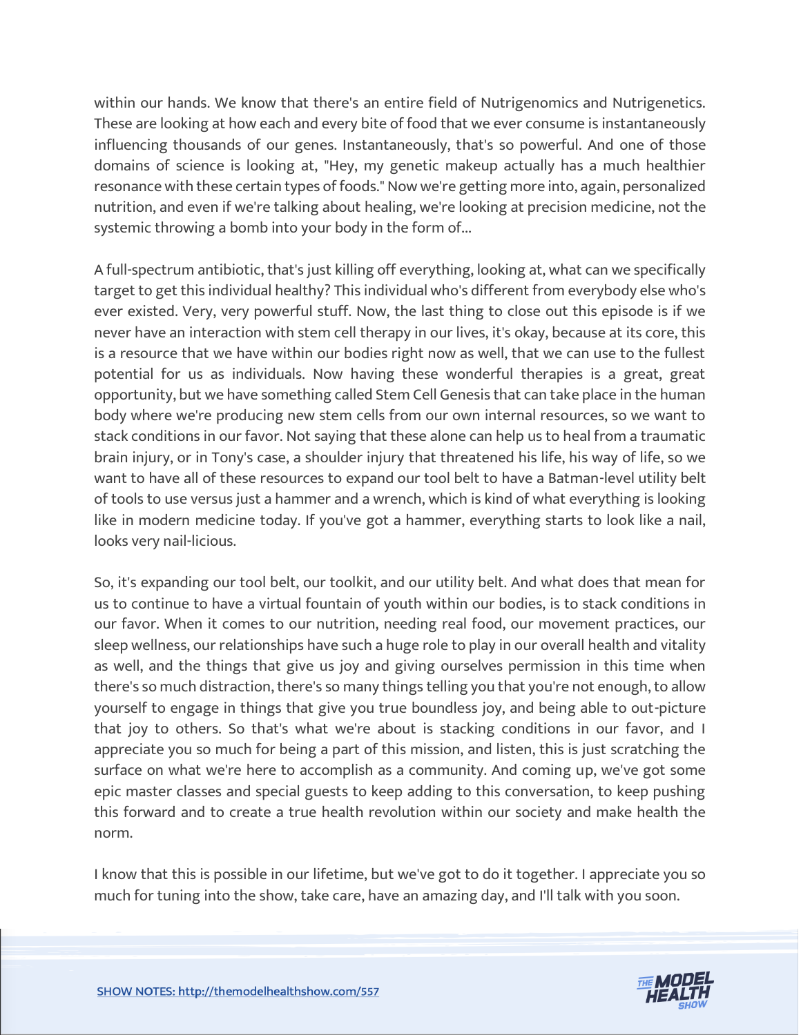within our hands. We know that there's an entire field of Nutrigenomics and Nutrigenetics. These are looking at how each and every bite of food that we ever consume is instantaneously influencing thousands of our genes. Instantaneously, that's so powerful. And one of those domains of science is looking at, "Hey, my genetic makeup actually has a much healthier resonance with these certain types of foods." Now we're getting more into, again, personalized nutrition, and even if we're talking about healing, we're looking at precision medicine, not the systemic throwing a bomb into your body in the form of...

A full-spectrum antibiotic, that's just killing off everything, looking at, what can we specifically target to get this individual healthy? This individual who's different from everybody else who's ever existed. Very, very powerful stuff. Now, the last thing to close out this episode is if we never have an interaction with stem cell therapy in our lives, it's okay, because at its core, this is a resource that we have within our bodies right now as well, that we can use to the fullest potential for us as individuals. Now having these wonderful therapies is a great, great opportunity, but we have something called Stem Cell Genesis that can take place in the human body where we're producing new stem cells from our own internal resources, so we want to stack conditions in our favor. Not saying that these alone can help us to heal from a traumatic brain injury, or in Tony's case, a shoulder injury that threatened his life, his way of life, so we want to have all of these resources to expand our tool belt to have a Batman-level utility belt of tools to use versus just a hammer and a wrench, which is kind of what everything is looking like in modern medicine today. If you've got a hammer, everything starts to look like a nail, looks very nail-licious.

So, it's expanding our tool belt, our toolkit, and our utility belt. And what does that mean for us to continue to have a virtual fountain of youth within our bodies, is to stack conditions in our favor. When it comes to our nutrition, needing real food, our movement practices, our sleep wellness, our relationships have such a huge role to play in our overall health and vitality as well, and the things that give us joy and giving ourselves permission in this time when there's so much distraction, there's so many things telling you that you're not enough, to allow yourself to engage in things that give you true boundless joy, and being able to out-picture that joy to others. So that's what we're about is stacking conditions in our favor, and I appreciate you so much for being a part of this mission, and listen, this is just scratching the surface on what we're here to accomplish as a community. And coming up, we've got some epic master classes and special guests to keep adding to this conversation, to keep pushing this forward and to create a true health revolution within our society and make health the norm.

I know that this is possible in our lifetime, but we've got to do it together. I appreciate you so much for tuning into the show, take care, have an amazing day, and I'll talk with you soon.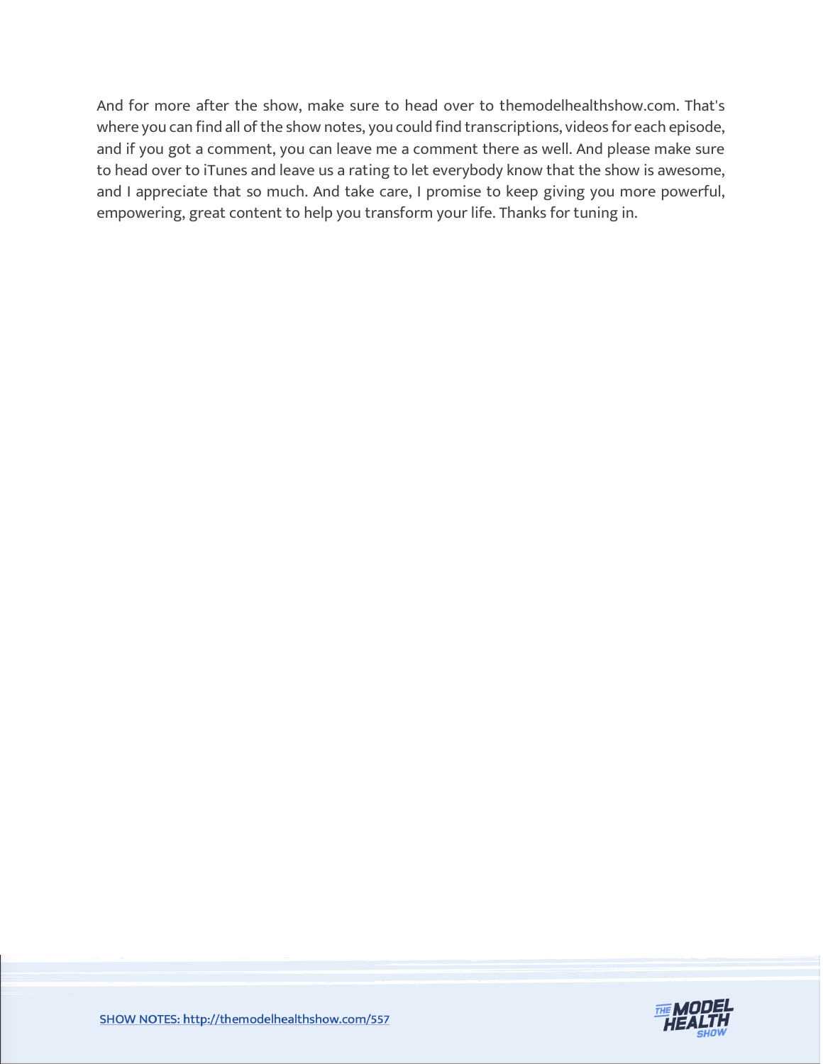And for more after the show, make sure to head over to themodelhealthshow.com. That's where you can find all of the show notes, you could find transcriptions, videos for each episode, and if you got a comment, you can leave me a comment there as well. And please make sure to head over to iTunes and leave us a rating to let everybody know that the show is awesome, and I appreciate that so much. And take care, I promise to keep giving you more powerful, empowering, great content to help you transform your life. Thanks for tuning in.